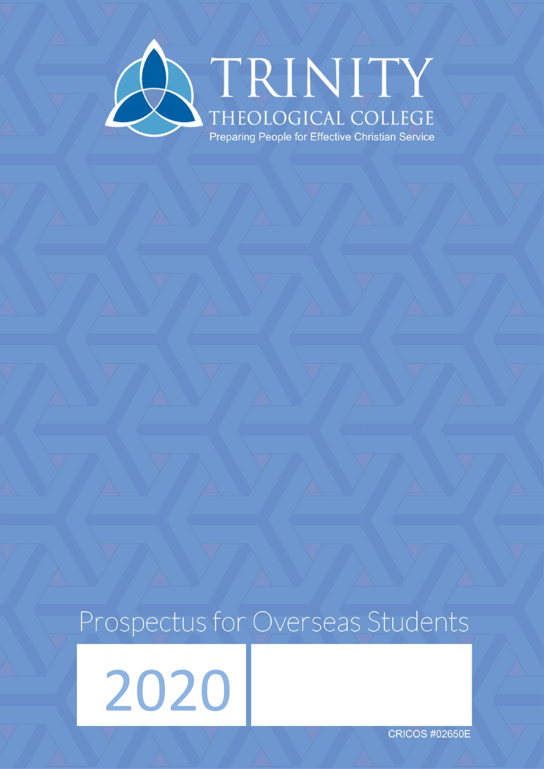# TRINITY

## THEOLOGICAL COLLEGE

Preparing People for Effective Christian Service

# Prospectus for Overseas Students

# 2020

CRICOS #02650E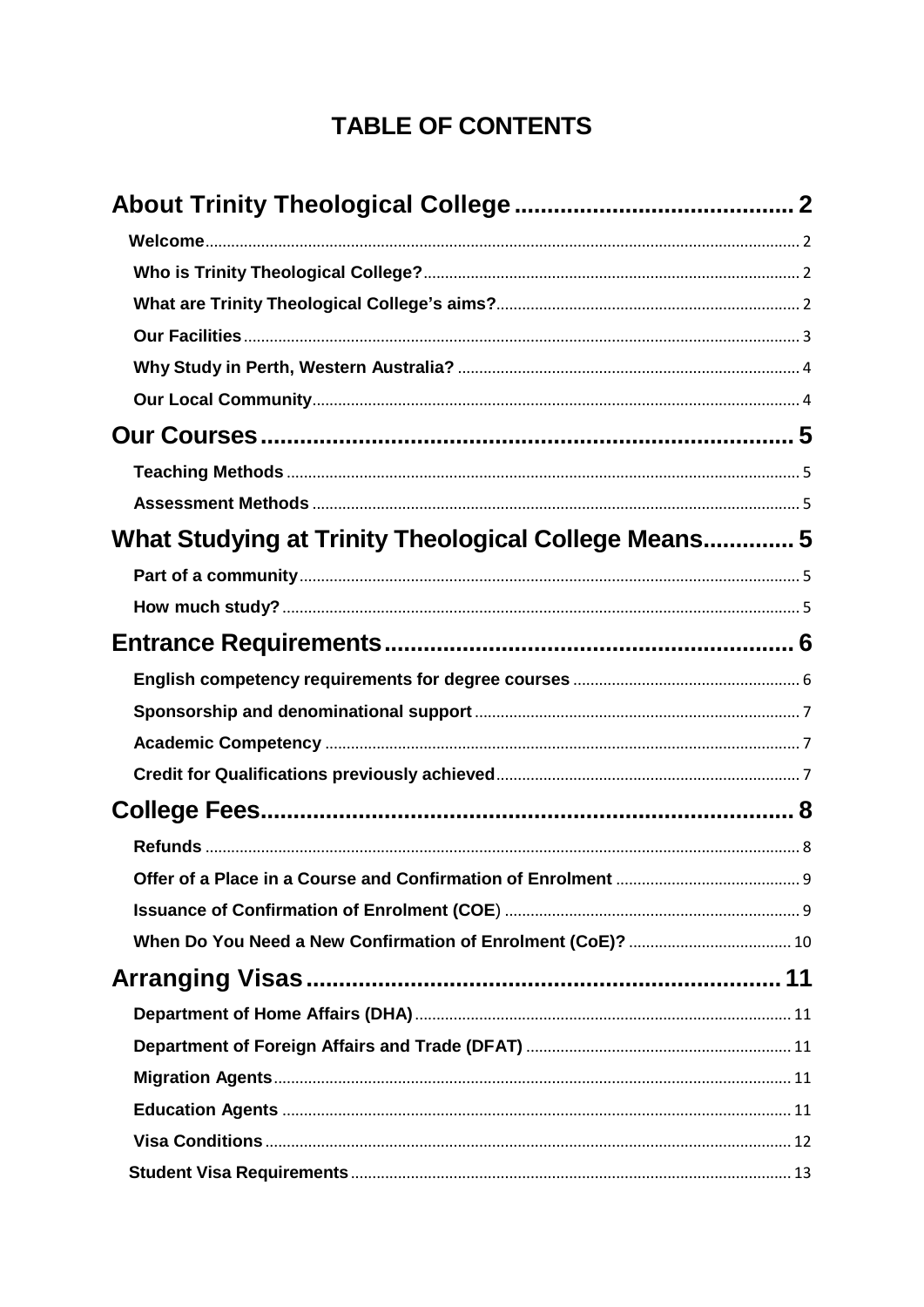# TABLE OF CONTENTS

**About Trinity Theological College** .......... 2

- **Welcome** .......... 2
- **Who is Trinity Theological College?** .......... 2
- **What are Trinity Theological College's aims?** .......... 2
- **Our Facilities** .......... 3
- **Why Study in Perth, Western Australia?** .......... 4
- **Our Local Community** .......... 4

**Our Courses** .......... 5

- **Teaching Methods** .......... 5
- **Assessment Methods** .......... 5

**What Studying at Trinity Theological College Means** .......... 5

- **Part of a community** .......... 5
- **How much study?** .......... 5

**Entrance Requirements** .......... 6

- **English competency requirements for degree courses** .......... 6
- **Sponsorship and denominational support** .......... 7
- **Academic Competency** .......... 7
- **Credit for Qualifications previously achieved** .......... 7

**College Fees** .......... 8

- **Refunds** .......... 8
- **Offer of a Place in a Course and Confirmation of Enrolment** .......... 9
- **Issuance of Confirmation of Enrolment (COE)** .......... 9
- **When Do You Need a New Confirmation of Enrolment (CoE)?** .......... 10

**Arranging Visas** .......... 11

- **Department of Home Affairs (DHA)** .......... 11
- **Department of Foreign Affairs and Trade (DFAT)** .......... 11
- **Migration Agents** .......... 11
- **Education Agents** .......... 11
- **Visa Conditions** .......... 12
- **Student Visa Requirements** .......... 13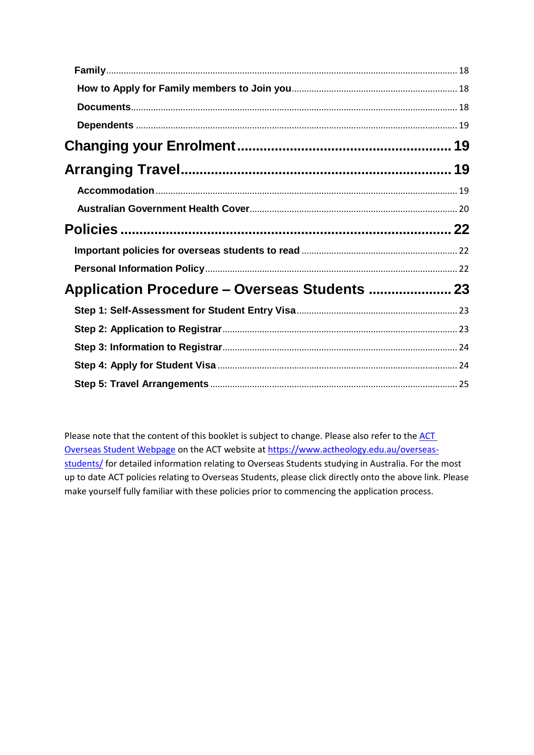**Family** .......... 18

**How to Apply for Family members to Join you** .......... 18

**Documents** .......... 18

**Dependents** .......... 19

**Changing your Enrolment** .......... 19

**Arranging Travel** .......... 19

**Accommodation** .......... 19

**Australian Government Health Cover** .......... 20

**Policies** .......... 22

**Important policies for overseas students to read** .......... 22

**Personal Information Policy** .......... 22

**Application Procedure – Overseas Students** .......... 23

**Step 1: Self-Assessment for Student Entry Visa** .......... 23

**Step 2: Application to Registrar** .......... 23

**Step 3: Information to Registrar** .......... 24

**Step 4: Apply for Student Visa** .......... 24

**Step 5: Travel Arrangements** .......... 25

Please note that the content of this booklet is subject to change. Please also refer to the [ACT Overseas Student Webpage](https://www.actheology.edu.au/overseas-students/) on the ACT website at [https://www.actheology.edu.au/overseas-students/](https://www.actheology.edu.au/overseas-students/) for detailed information relating to Overseas Students studying in Australia. For the most up to date ACT policies relating to Overseas Students, please click directly onto the above link. Please make yourself fully familiar with these policies prior to commencing the application process.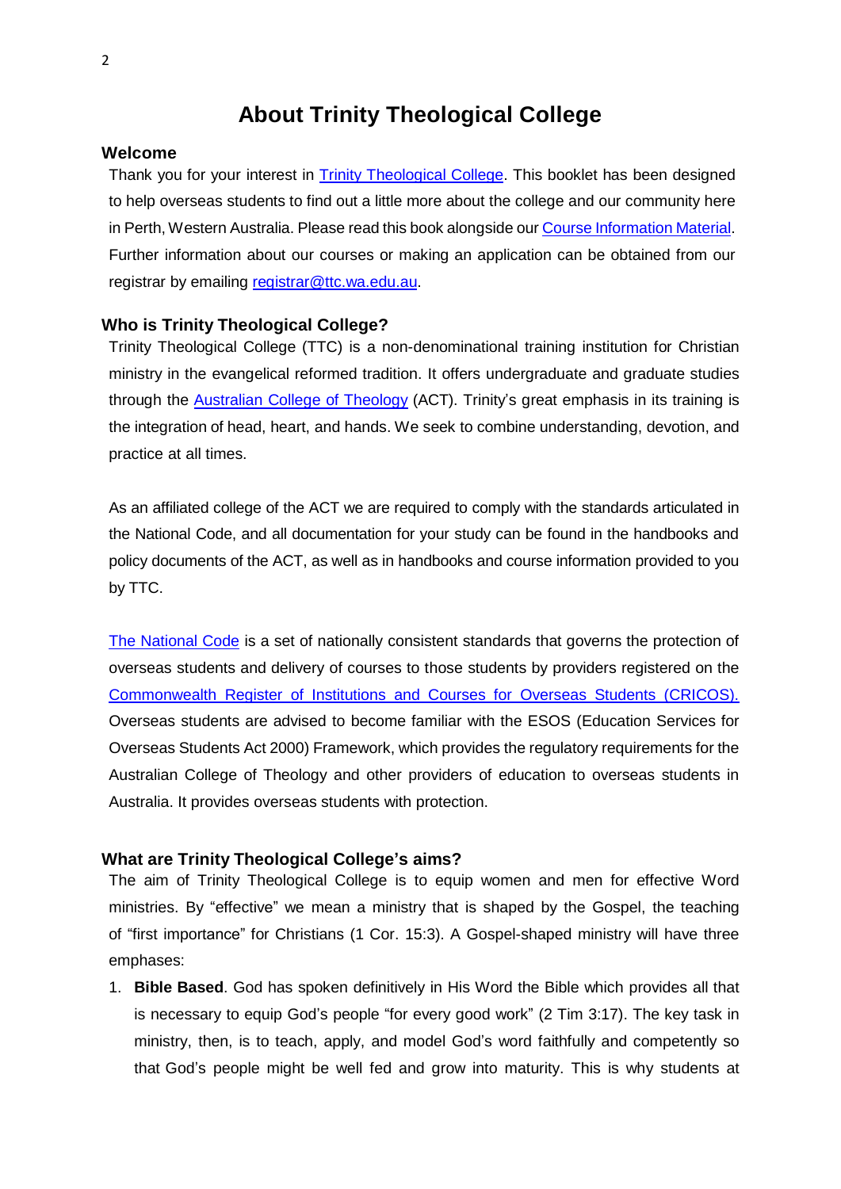# About Trinity Theological College

## Welcome

Thank you for your interest in Trinity Theological College. This booklet has been designed to help overseas students to find out a little more about the college and our community here in Perth, Western Australia. Please read this book alongside our Course Information Material. Further information about our courses or making an application can be obtained from our registrar by emailing registrar@ttc.wa.edu.au.

## Who is Trinity Theological College?

Trinity Theological College (TTC) is a non-denominational training institution for Christian ministry in the evangelical reformed tradition. It offers undergraduate and graduate studies through the Australian College of Theology (ACT). Trinity's great emphasis in its training is the integration of head, heart, and hands. We seek to combine understanding, devotion, and practice at all times.

As an affiliated college of the ACT we are required to comply with the standards articulated in the National Code, and all documentation for your study can be found in the handbooks and policy documents of the ACT, as well as in handbooks and course information provided to you by TTC.

The National Code is a set of nationally consistent standards that governs the protection of overseas students and delivery of courses to those students by providers registered on the Commonwealth Register of Institutions and Courses for Overseas Students (CRICOS). Overseas students are advised to become familiar with the ESOS (Education Services for Overseas Students Act 2000) Framework, which provides the regulatory requirements for the Australian College of Theology and other providers of education to overseas students in Australia. It provides overseas students with protection.

## What are Trinity Theological College's aims?

The aim of Trinity Theological College is to equip women and men for effective Word ministries. By "effective" we mean a ministry that is shaped by the Gospel, the teaching of "first importance" for Christians (1 Cor. 15:3). A Gospel-shaped ministry will have three emphases:

1. **Bible Based**. God has spoken definitively in His Word the Bible which provides all that is necessary to equip God's people "for every good work" (2 Tim 3:17). The key task in ministry, then, is to teach, apply, and model God's word faithfully and competently so that God's people might be well fed and grow into maturity. This is why students at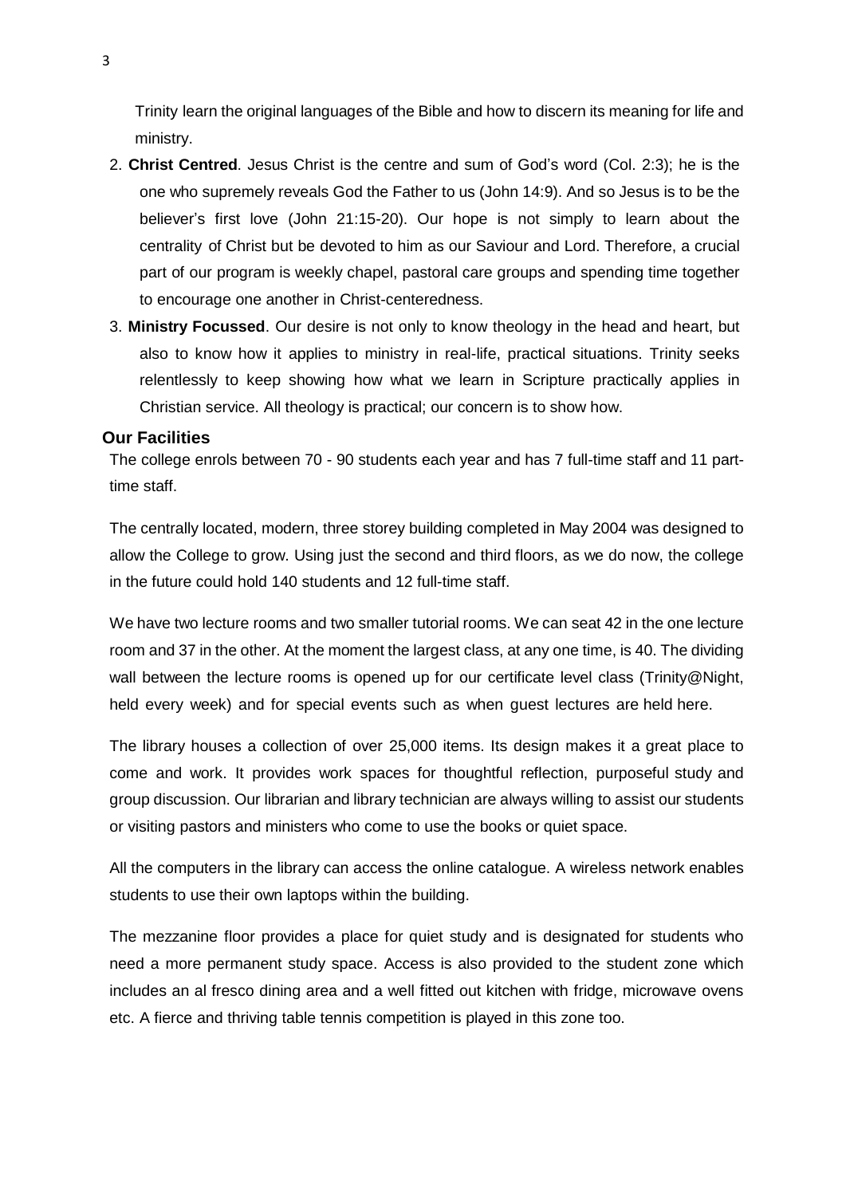Trinity learn the original languages of the Bible and how to discern its meaning for life and ministry.

2. **Christ Centred**. Jesus Christ is the centre and sum of God's word (Col. 2:3); he is the one who supremely reveals God the Father to us (John 14:9). And so Jesus is to be the believer's first love (John 21:15-20). Our hope is not simply to learn about the centrality of Christ but be devoted to him as our Saviour and Lord. Therefore, a crucial part of our program is weekly chapel, pastoral care groups and spending time together to encourage one another in Christ-centeredness.
3. **Ministry Focussed**. Our desire is not only to know theology in the head and heart, but also to know how it applies to ministry in real-life, practical situations. Trinity seeks relentlessly to keep showing how what we learn in Scripture practically applies in Christian service. All theology is practical; our concern is to show how.

## Our Facilities

The college enrols between 70 - 90 students each year and has 7 full-time staff and 11 part-time staff.

The centrally located, modern, three storey building completed in May 2004 was designed to allow the College to grow. Using just the second and third floors, as we do now, the college in the future could hold 140 students and 12 full-time staff.

We have two lecture rooms and two smaller tutorial rooms. We can seat 42 in the one lecture room and 37 in the other. At the moment the largest class, at any one time, is 40. The dividing wall between the lecture rooms is opened up for our certificate level class (Trinity@Night, held every week) and for special events such as when guest lectures are held here.

The library houses a collection of over 25,000 items. Its design makes it a great place to come and work. It provides work spaces for thoughtful reflection, purposeful study and group discussion. Our librarian and library technician are always willing to assist our students or visiting pastors and ministers who come to use the books or quiet space.

All the computers in the library can access the online catalogue. A wireless network enables students to use their own laptops within the building.

The mezzanine floor provides a place for quiet study and is designated for students who need a more permanent study space. Access is also provided to the student zone which includes an al fresco dining area and a well fitted out kitchen with fridge, microwave ovens etc. A fierce and thriving table tennis competition is played in this zone too.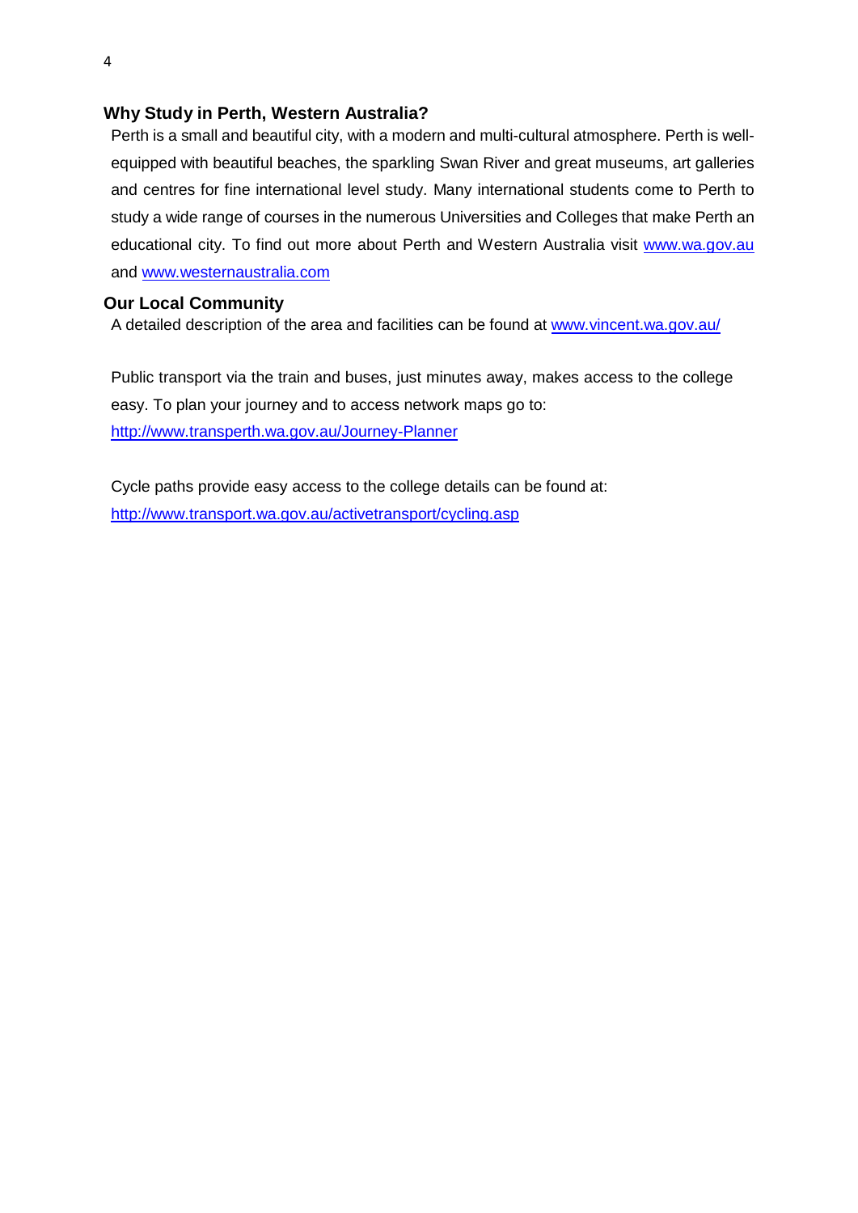## Why Study in Perth, Western Australia?

Perth is a small and beautiful city, with a modern and multi-cultural atmosphere. Perth is well-equipped with beautiful beaches, the sparkling Swan River and great museums, art galleries and centres for fine international level study. Many international students come to Perth to study a wide range of courses in the numerous Universities and Colleges that make Perth an educational city. To find out more about Perth and Western Australia visit [www.wa.gov.au](http://www.wa.gov.au) and [www.westernaustralia.com](http://www.westernaustralia.com)

## Our Local Community

A detailed description of the area and facilities can be found at [www.vincent.wa.gov.au/](http://www.vincent.wa.gov.au/)

Public transport via the train and buses, just minutes away, makes access to the college easy. To plan your journey and to access network maps go to:
[http://www.transperth.wa.gov.au/Journey-Planner](http://www.transperth.wa.gov.au/Journey-Planner)

Cycle paths provide easy access to the college details can be found at:
[http://www.transport.wa.gov.au/activetransport/cycling.asp](http://www.transport.wa.gov.au/activetransport/cycling.asp)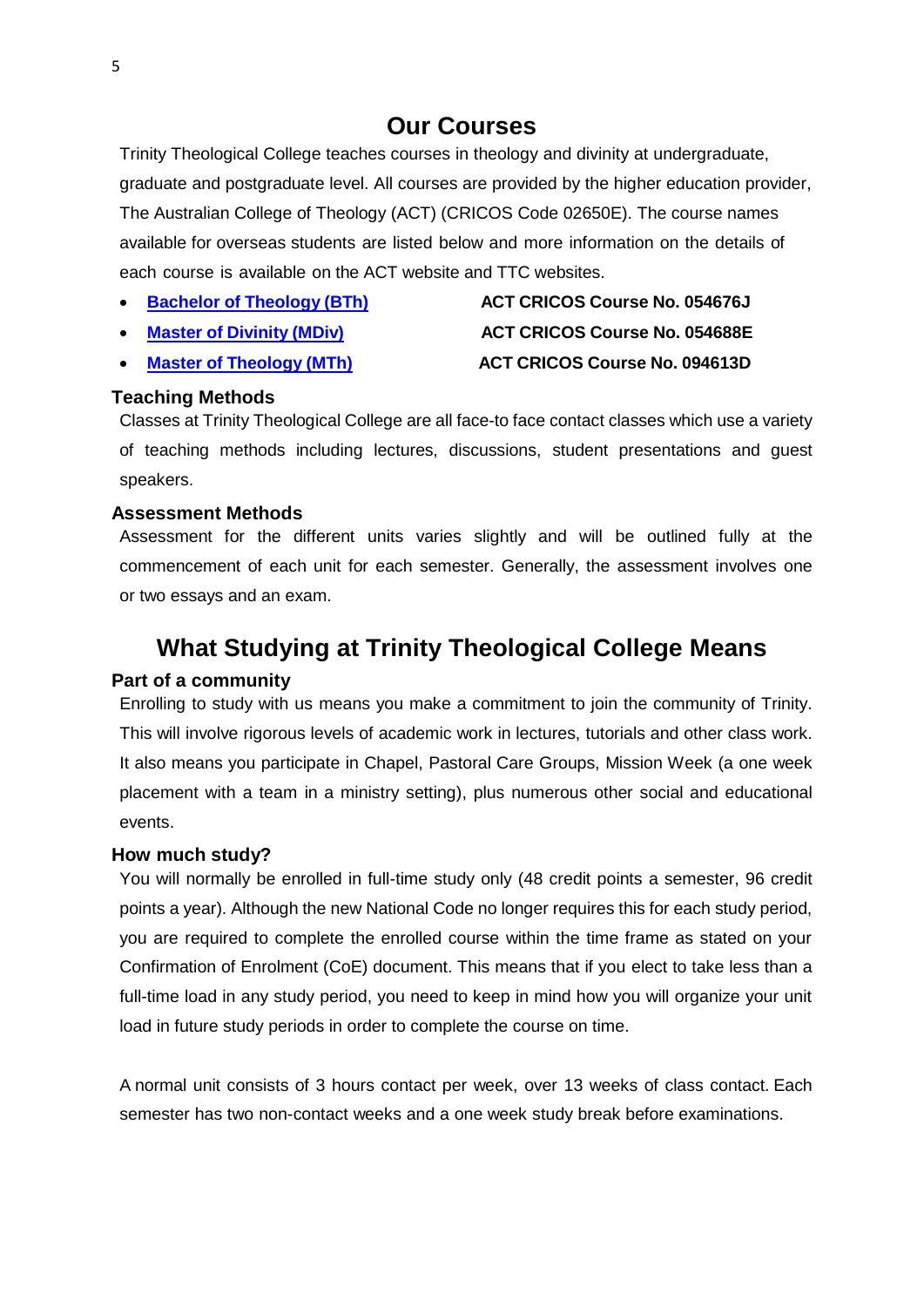## Our Courses

Trinity Theological College teaches courses in theology and divinity at undergraduate, graduate and postgraduate level. All courses are provided by the higher education provider, The Australian College of Theology (ACT) (CRICOS Code 02650E). The course names available for overseas students are listed below and more information on the details of each course is available on the ACT website and TTC websites.

- **Bachelor of Theology (BTh)** — **ACT CRICOS Course No. 054676J**
- **Master of Divinity (MDiv)** — **ACT CRICOS Course No. 054688E**
- **Master of Theology (MTh)** — **ACT CRICOS Course No. 094613D**

### Teaching Methods

Classes at Trinity Theological College are all face-to face contact classes which use a variety of teaching methods including lectures, discussions, student presentations and guest speakers.

### Assessment Methods

Assessment for the different units varies slightly and will be outlined fully at the commencement of each unit for each semester. Generally, the assessment involves one or two essays and an exam.

## What Studying at Trinity Theological College Means

### Part of a community

Enrolling to study with us means you make a commitment to join the community of Trinity. This will involve rigorous levels of academic work in lectures, tutorials and other class work. It also means you participate in Chapel, Pastoral Care Groups, Mission Week (a one week placement with a team in a ministry setting), plus numerous other social and educational events.

### How much study?

You will normally be enrolled in full-time study only (48 credit points a semester, 96 credit points a year). Although the new National Code no longer requires this for each study period, you are required to complete the enrolled course within the time frame as stated on your Confirmation of Enrolment (CoE) document. This means that if you elect to take less than a full-time load in any study period, you need to keep in mind how you will organize your unit load in future study periods in order to complete the course on time.

A normal unit consists of 3 hours contact per week, over 13 weeks of class contact. Each semester has two non-contact weeks and a one week study break before examinations.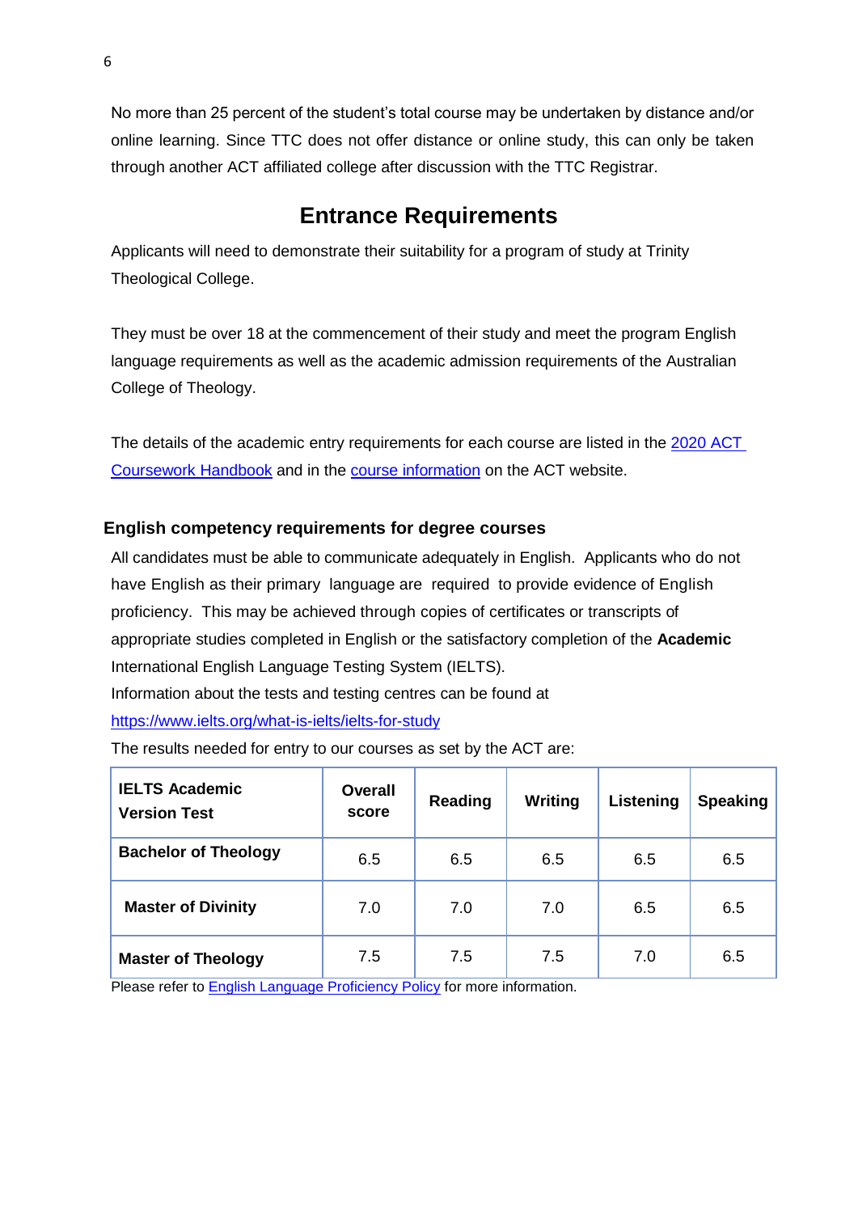No more than 25 percent of the student's total course may be undertaken by distance and/or online learning. Since TTC does not offer distance or online study, this can only be taken through another ACT affiliated college after discussion with the TTC Registrar.

## Entrance Requirements

Applicants will need to demonstrate their suitability for a program of study at Trinity Theological College.

They must be over 18 at the commencement of their study and meet the program English language requirements as well as the academic admission requirements of the Australian College of Theology.

The details of the academic entry requirements for each course are listed in the [2020 ACT Coursework Handbook]() and in the [course information]() on the ACT website.

### English competency requirements for degree courses

All candidates must be able to communicate adequately in English. Applicants who do not have English as their primary language are required to provide evidence of English proficiency. This may be achieved through copies of certificates or transcripts of appropriate studies completed in English or the satisfactory completion of the **Academic** International English Language Testing System (IELTS).

Information about the tests and testing centres can be found at

[https://www.ielts.org/what-is-ielts/ielts-for-study](https://www.ielts.org/what-is-ielts/ielts-for-study)

The results needed for entry to our courses as set by the ACT are:

| IELTS Academic Version Test | Overall score | Reading | Writing | Listening | Speaking |
|---|---|---|---|---|---|
| **Bachelor of Theology** | 6.5 | 6.5 | 6.5 | 6.5 | 6.5 |
| **Master of Divinity** | 7.0 | 7.0 | 7.0 | 6.5 | 6.5 |
| **Master of Theology** | 7.5 | 7.5 | 7.5 | 7.0 | 6.5 |

Please refer to [English Language Proficiency Policy]() for more information.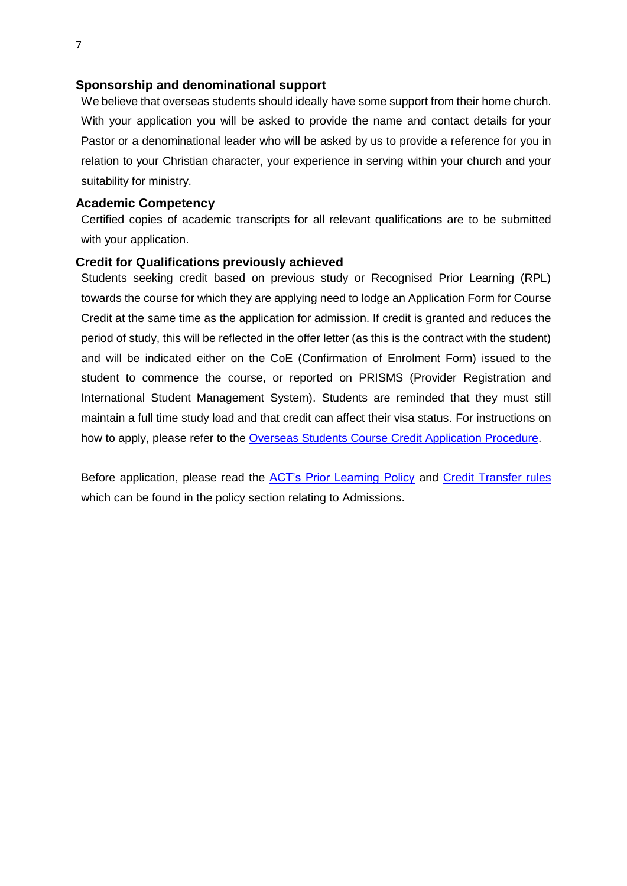### Sponsorship and denominational support

We believe that overseas students should ideally have some support from their home church. With your application you will be asked to provide the name and contact details for your Pastor or a denominational leader who will be asked by us to provide a reference for you in relation to your Christian character, your experience in serving within your church and your suitability for ministry.

### Academic Competency

Certified copies of academic transcripts for all relevant qualifications are to be submitted with your application.

### Credit for Qualifications previously achieved

Students seeking credit based on previous study or Recognised Prior Learning (RPL) towards the course for which they are applying need to lodge an Application Form for Course Credit at the same time as the application for admission. If credit is granted and reduces the period of study, this will be reflected in the offer letter (as this is the contract with the student) and will be indicated either on the CoE (Confirmation of Enrolment Form) issued to the student to commence the course, or reported on PRISMS (Provider Registration and International Student Management System). Students are reminded that they must still maintain a full time study load and that credit can affect their visa status. For instructions on how to apply, please refer to the Overseas Students Course Credit Application Procedure.

Before application, please read the ACT's Prior Learning Policy and Credit Transfer rules which can be found in the policy section relating to Admissions.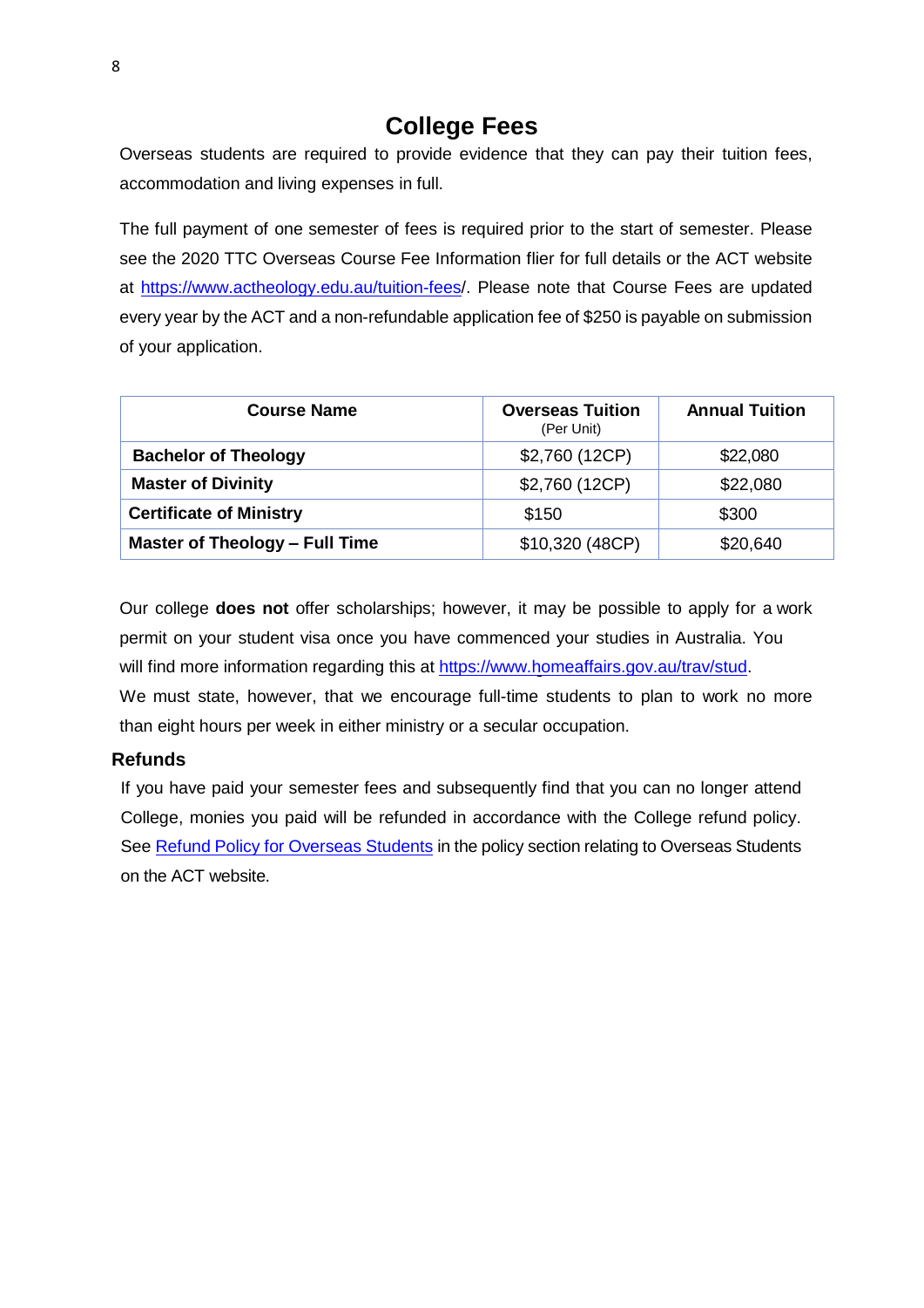# College Fees

Overseas students are required to provide evidence that they can pay their tuition fees, accommodation and living expenses in full.

The full payment of one semester of fees is required prior to the start of semester. Please see the 2020 TTC Overseas Course Fee Information flier for full details or the ACT website at [https://www.actheology.edu.au/tuition-fees](https://www.actheology.edu.au/tuition-fees)/. Please note that Course Fees are updated every year by the ACT and a non-refundable application fee of $250 is payable on submission of your application.

| Course Name | Overseas Tuition (Per Unit) | Annual Tuition |
|---|---|---|
| **Bachelor of Theology** | $2,760 (12CP) | $22,080 |
| **Master of Divinity** | $2,760 (12CP) | $22,080 |
| **Certificate of Ministry** | $150 | $300 |
| **Master of Theology – Full Time** | $10,320 (48CP) | $20,640 |

Our college **does not** offer scholarships; however, it may be possible to apply for a work permit on your student visa once you have commenced your studies in Australia. You will find more information regarding this at [https://www.homeaffairs.gov.au/trav/stud](https://www.homeaffairs.gov.au/trav/stud).

We must state, however, that we encourage full-time students to plan to work no more than eight hours per week in either ministry or a secular occupation.

## Refunds

If you have paid your semester fees and subsequently find that you can no longer attend College, monies you paid will be refunded in accordance with the College refund policy. See Refund Policy for Overseas Students in the policy section relating to Overseas Students on the ACT website.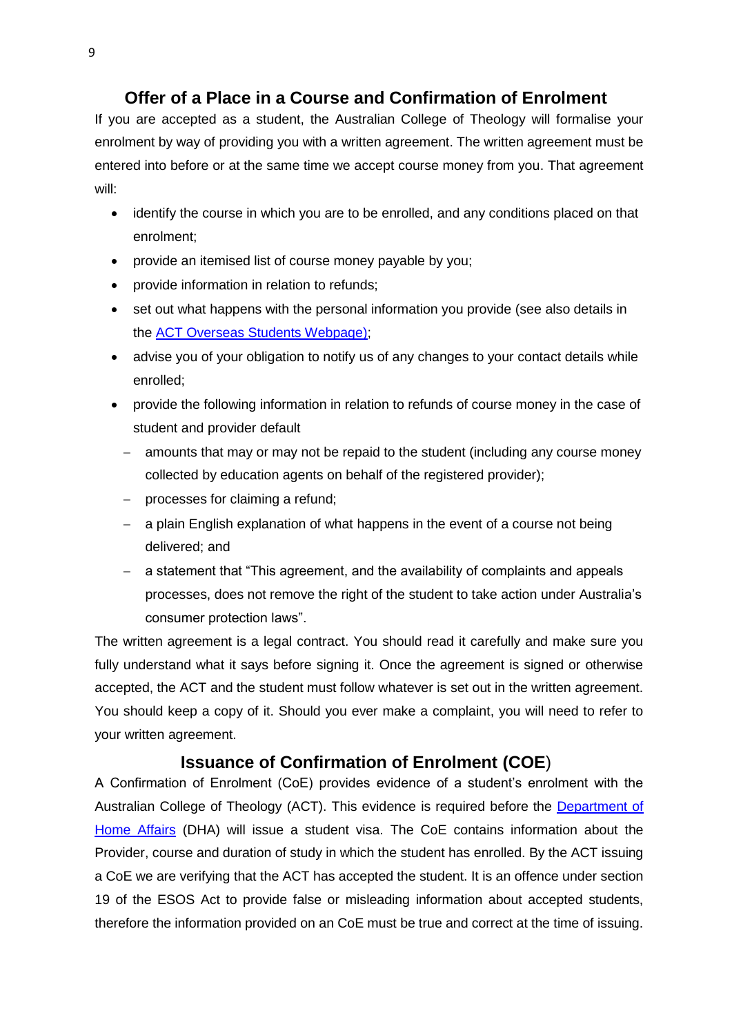## Offer of a Place in a Course and Confirmation of Enrolment

If you are accepted as a student, the Australian College of Theology will formalise your enrolment by way of providing you with a written agreement. The written agreement must be entered into before or at the same time we accept course money from you. That agreement will:

- identify the course in which you are to be enrolled, and any conditions placed on that enrolment;
- provide an itemised list of course money payable by you;
- provide information in relation to refunds;
- set out what happens with the personal information you provide (see also details in the [ACT Overseas Students Webpage)](#);
- advise you of your obligation to notify us of any changes to your contact details while enrolled;
- provide the following information in relation to refunds of course money in the case of student and provider default
  - amounts that may or may not be repaid to the student (including any course money collected by education agents on behalf of the registered provider);
  - processes for claiming a refund;
  - a plain English explanation of what happens in the event of a course not being delivered; and
  - a statement that "This agreement, and the availability of complaints and appeals processes, does not remove the right of the student to take action under Australia's consumer protection laws".

The written agreement is a legal contract. You should read it carefully and make sure you fully understand what it says before signing it. Once the agreement is signed or otherwise accepted, the ACT and the student must follow whatever is set out in the written agreement. You should keep a copy of it. Should you ever make a complaint, you will need to refer to your written agreement.

## Issuance of Confirmation of Enrolment (COE)

A Confirmation of Enrolment (CoE) provides evidence of a student's enrolment with the Australian College of Theology (ACT). This evidence is required before the [Department of Home Affairs](#) (DHA) will issue a student visa. The CoE contains information about the Provider, course and duration of study in which the student has enrolled. By the ACT issuing a CoE we are verifying that the ACT has accepted the student. It is an offence under section 19 of the ESOS Act to provide false or misleading information about accepted students, therefore the information provided on an CoE must be true and correct at the time of issuing.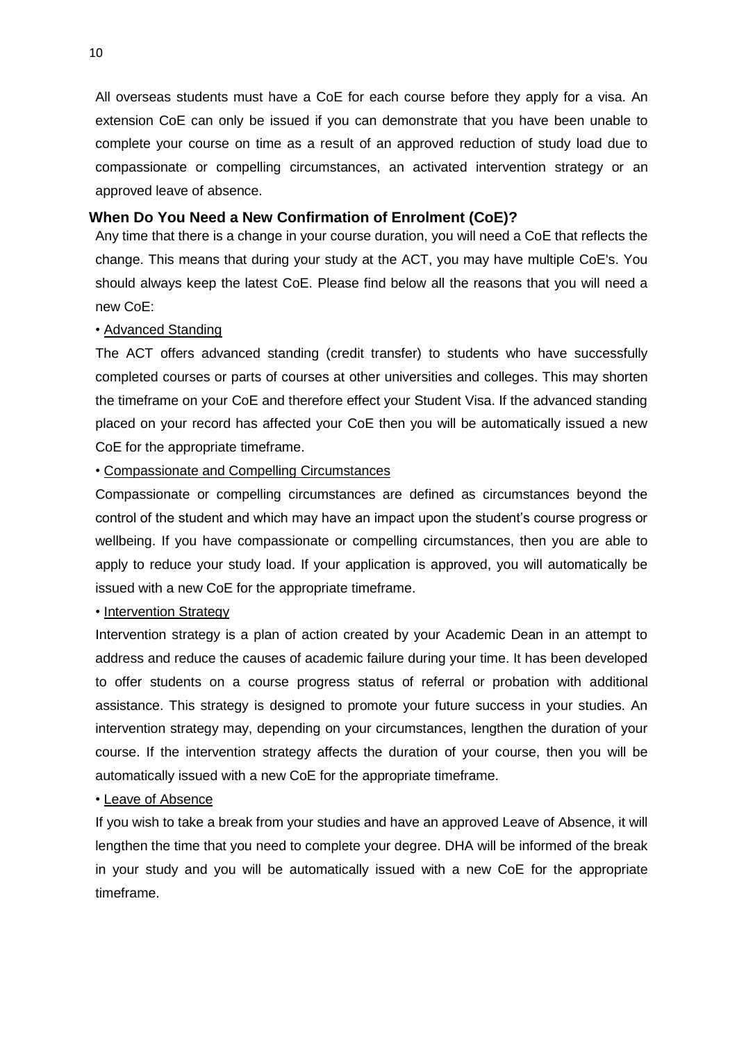All overseas students must have a CoE for each course before they apply for a visa. An extension CoE can only be issued if you can demonstrate that you have been unable to complete your course on time as a result of an approved reduction of study load due to compassionate or compelling circumstances, an activated intervention strategy or an approved leave of absence.

### When Do You Need a New Confirmation of Enrolment (CoE)?

Any time that there is a change in your course duration, you will need a CoE that reflects the change. This means that during your study at the ACT, you may have multiple CoE's. You should always keep the latest CoE. Please find below all the reasons that you will need a new CoE:

• Advanced Standing

The ACT offers advanced standing (credit transfer) to students who have successfully completed courses or parts of courses at other universities and colleges. This may shorten the timeframe on your CoE and therefore effect your Student Visa. If the advanced standing placed on your record has affected your CoE then you will be automatically issued a new CoE for the appropriate timeframe.

• Compassionate and Compelling Circumstances

Compassionate or compelling circumstances are defined as circumstances beyond the control of the student and which may have an impact upon the student's course progress or wellbeing. If you have compassionate or compelling circumstances, then you are able to apply to reduce your study load. If your application is approved, you will automatically be issued with a new CoE for the appropriate timeframe.

• Intervention Strategy

Intervention strategy is a plan of action created by your Academic Dean in an attempt to address and reduce the causes of academic failure during your time. It has been developed to offer students on a course progress status of referral or probation with additional assistance. This strategy is designed to promote your future success in your studies. An intervention strategy may, depending on your circumstances, lengthen the duration of your course. If the intervention strategy affects the duration of your course, then you will be automatically issued with a new CoE for the appropriate timeframe.

• Leave of Absence

If you wish to take a break from your studies and have an approved Leave of Absence, it will lengthen the time that you need to complete your degree. DHA will be informed of the break in your study and you will be automatically issued with a new CoE for the appropriate timeframe.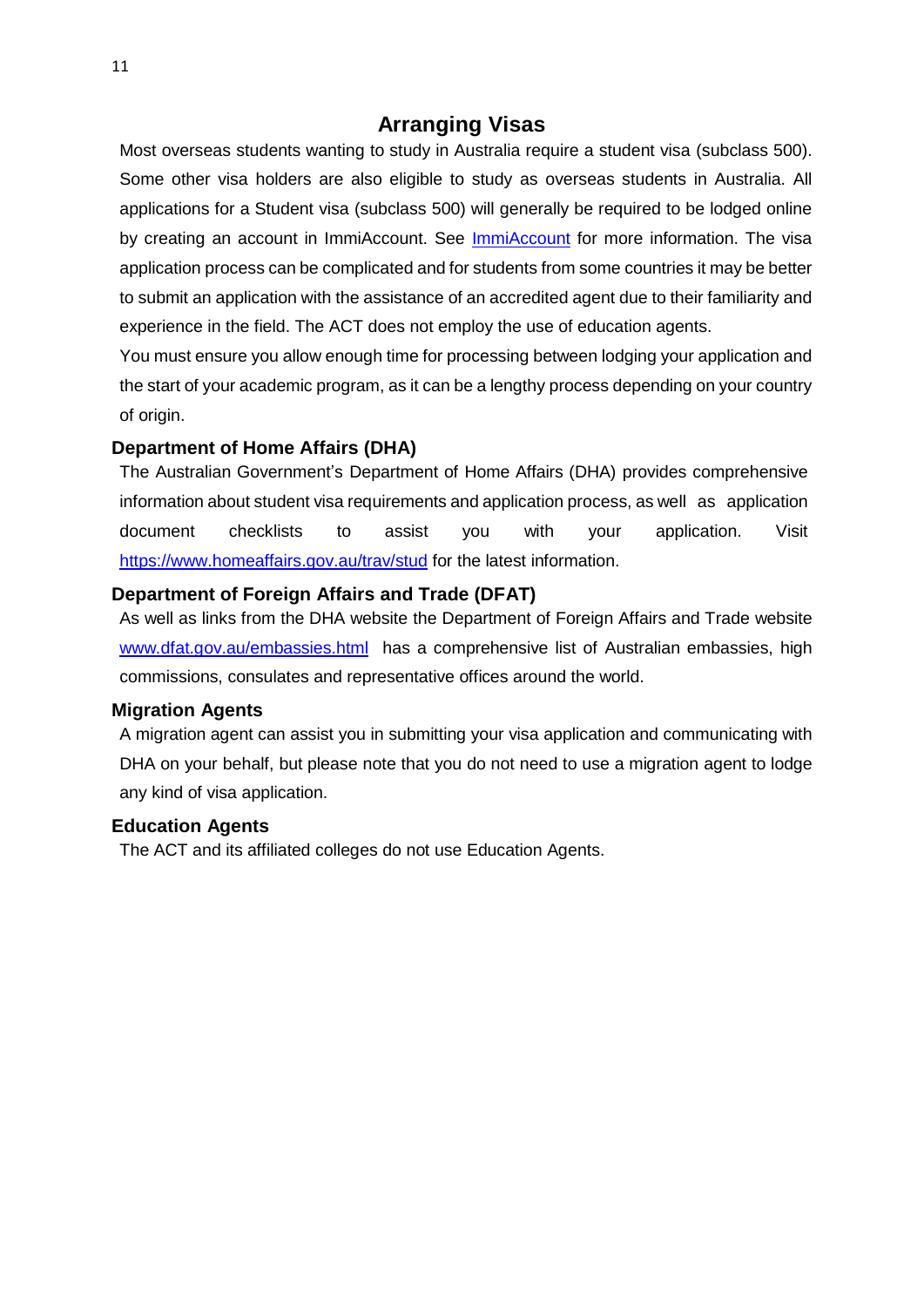# Arranging Visas

Most overseas students wanting to study in Australia require a student visa (subclass 500). Some other visa holders are also eligible to study as overseas students in Australia. All applications for a Student visa (subclass 500) will generally be required to be lodged online by creating an account in ImmiAccount. See [ImmiAccount]() for more information. The visa application process can be complicated and for students from some countries it may be better to submit an application with the assistance of an accredited agent due to their familiarity and experience in the field. The ACT does not employ the use of education agents.

You must ensure you allow enough time for processing between lodging your application and the start of your academic program, as it can be a lengthy process depending on your country of origin.

## Department of Home Affairs (DHA)

The Australian Government's Department of Home Affairs (DHA) provides comprehensive information about student visa requirements and application process, as well as application document checklists to assist you with your application. Visit https://www.homeaffairs.gov.au/trav/stud for the latest information.

## Department of Foreign Affairs and Trade (DFAT)

As well as links from the DHA website the Department of Foreign Affairs and Trade website www.dfat.gov.au/embassies.html has a comprehensive list of Australian embassies, high commissions, consulates and representative offices around the world.

## Migration Agents

A migration agent can assist you in submitting your visa application and communicating with DHA on your behalf, but please note that you do not need to use a migration agent to lodge any kind of visa application.

## Education Agents

The ACT and its affiliated colleges do not use Education Agents.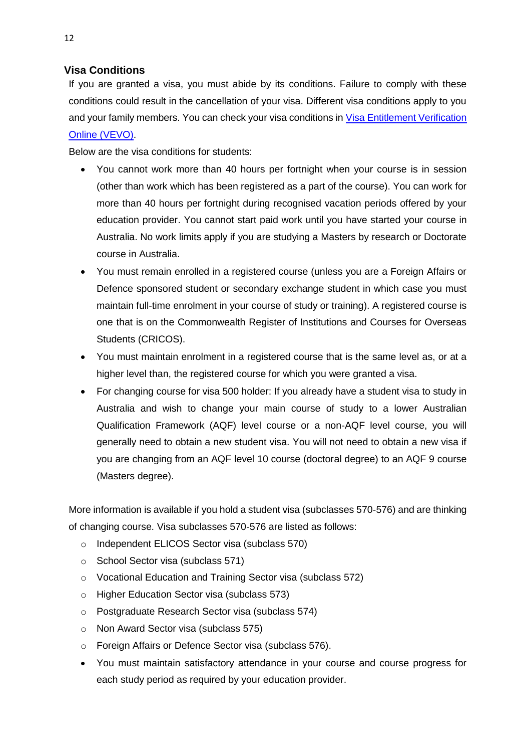## Visa Conditions

If you are granted a visa, you must abide by its conditions. Failure to comply with these conditions could result in the cancellation of your visa. Different visa conditions apply to you and your family members. You can check your visa conditions in [Visa Entitlement Verification Online (VEVO)](#).

Below are the visa conditions for students:

- You cannot work more than 40 hours per fortnight when your course is in session (other than work which has been registered as a part of the course). You can work for more than 40 hours per fortnight during recognised vacation periods offered by your education provider. You cannot start paid work until you have started your course in Australia. No work limits apply if you are studying a Masters by research or Doctorate course in Australia.
- You must remain enrolled in a registered course (unless you are a Foreign Affairs or Defence sponsored student or secondary exchange student in which case you must maintain full-time enrolment in your course of study or training). A registered course is one that is on the Commonwealth Register of Institutions and Courses for Overseas Students (CRICOS).
- You must maintain enrolment in a registered course that is the same level as, or at a higher level than, the registered course for which you were granted a visa.
- For changing course for visa 500 holder: If you already have a student visa to study in Australia and wish to change your main course of study to a lower Australian Qualification Framework (AQF) level course or a non-AQF level course, you will generally need to obtain a new student visa. You will not need to obtain a new visa if you are changing from an AQF level 10 course (doctoral degree) to an AQF 9 course (Masters degree).

More information is available if you hold a student visa (subclasses 570-576) and are thinking of changing course. Visa subclasses 570-576 are listed as follows:

  - Independent ELICOS Sector visa (subclass 570)
  - School Sector visa (subclass 571)
  - Vocational Education and Training Sector visa (subclass 572)
  - Higher Education Sector visa (subclass 573)
  - Postgraduate Research Sector visa (subclass 574)
  - Non Award Sector visa (subclass 575)
  - Foreign Affairs or Defence Sector visa (subclass 576).

- You must maintain satisfactory attendance in your course and course progress for each study period as required by your education provider.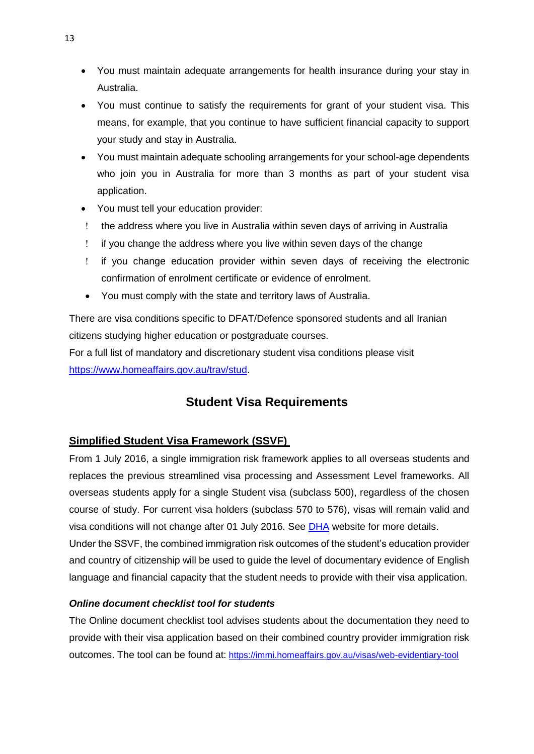- You must maintain adequate arrangements for health insurance during your stay in Australia.
- You must continue to satisfy the requirements for grant of your student visa. This means, for example, that you continue to have sufficient financial capacity to support your study and stay in Australia.
- You must maintain adequate schooling arrangements for your school-age dependents who join you in Australia for more than 3 months as part of your student visa application.
- You must tell your education provider:
  - the address where you live in Australia within seven days of arriving in Australia
  - if you change the address where you live within seven days of the change
  - if you change education provider within seven days of receiving the electronic confirmation of enrolment certificate or evidence of enrolment.
- You must comply with the state and territory laws of Australia.

There are visa conditions specific to DFAT/Defence sponsored students and all Iranian citizens studying higher education or postgraduate courses.
For a full list of mandatory and discretionary student visa conditions please visit [https://www.homeaffairs.gov.au/trav/stud](https://www.homeaffairs.gov.au/trav/stud).

## Student Visa Requirements

### Simplified Student Visa Framework (SSVF)

From 1 July 2016, a single immigration risk framework applies to all overseas students and replaces the previous streamlined visa processing and Assessment Level frameworks. All overseas students apply for a single Student visa (subclass 500), regardless of the chosen course of study. For current visa holders (subclass 570 to 576), visas will remain valid and visa conditions will not change after 01 July 2016. See DHA website for more details.
Under the SSVF, the combined immigration risk outcomes of the student's education provider and country of citizenship will be used to guide the level of documentary evidence of English language and financial capacity that the student needs to provide with their visa application.

#### *Online document checklist tool for students*

The Online document checklist tool advises students about the documentation they need to provide with their visa application based on their combined country provider immigration risk outcomes. The tool can be found at: [https://immi.homeaffairs.gov.au/visas/web-evidentiary-tool](https://immi.homeaffairs.gov.au/visas/web-evidentiary-tool)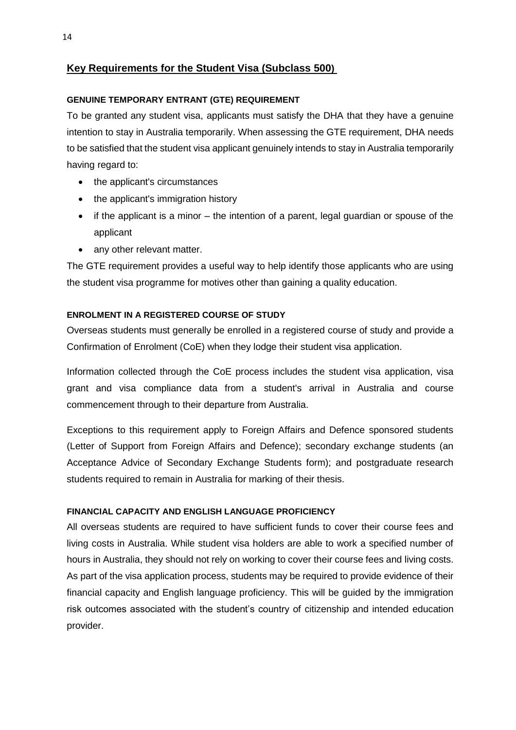## Key Requirements for the Student Visa (Subclass 500)

### GENUINE TEMPORARY ENTRANT (GTE) REQUIREMENT

To be granted any student visa, applicants must satisfy the DHA that they have a genuine intention to stay in Australia temporarily. When assessing the GTE requirement, DHA needs to be satisfied that the student visa applicant genuinely intends to stay in Australia temporarily having regard to:

- the applicant's circumstances
- the applicant's immigration history
- if the applicant is a minor – the intention of a parent, legal guardian or spouse of the applicant
- any other relevant matter.

The GTE requirement provides a useful way to help identify those applicants who are using the student visa programme for motives other than gaining a quality education.

### ENROLMENT IN A REGISTERED COURSE OF STUDY

Overseas students must generally be enrolled in a registered course of study and provide a Confirmation of Enrolment (CoE) when they lodge their student visa application.

Information collected through the CoE process includes the student visa application, visa grant and visa compliance data from a student's arrival in Australia and course commencement through to their departure from Australia.

Exceptions to this requirement apply to Foreign Affairs and Defence sponsored students (Letter of Support from Foreign Affairs and Defence); secondary exchange students (an Acceptance Advice of Secondary Exchange Students form); and postgraduate research students required to remain in Australia for marking of their thesis.

### FINANCIAL CAPACITY AND ENGLISH LANGUAGE PROFICIENCY

All overseas students are required to have sufficient funds to cover their course fees and living costs in Australia. While student visa holders are able to work a specified number of hours in Australia, they should not rely on working to cover their course fees and living costs. As part of the visa application process, students may be required to provide evidence of their financial capacity and English language proficiency. This will be guided by the immigration risk outcomes associated with the student's country of citizenship and intended education provider.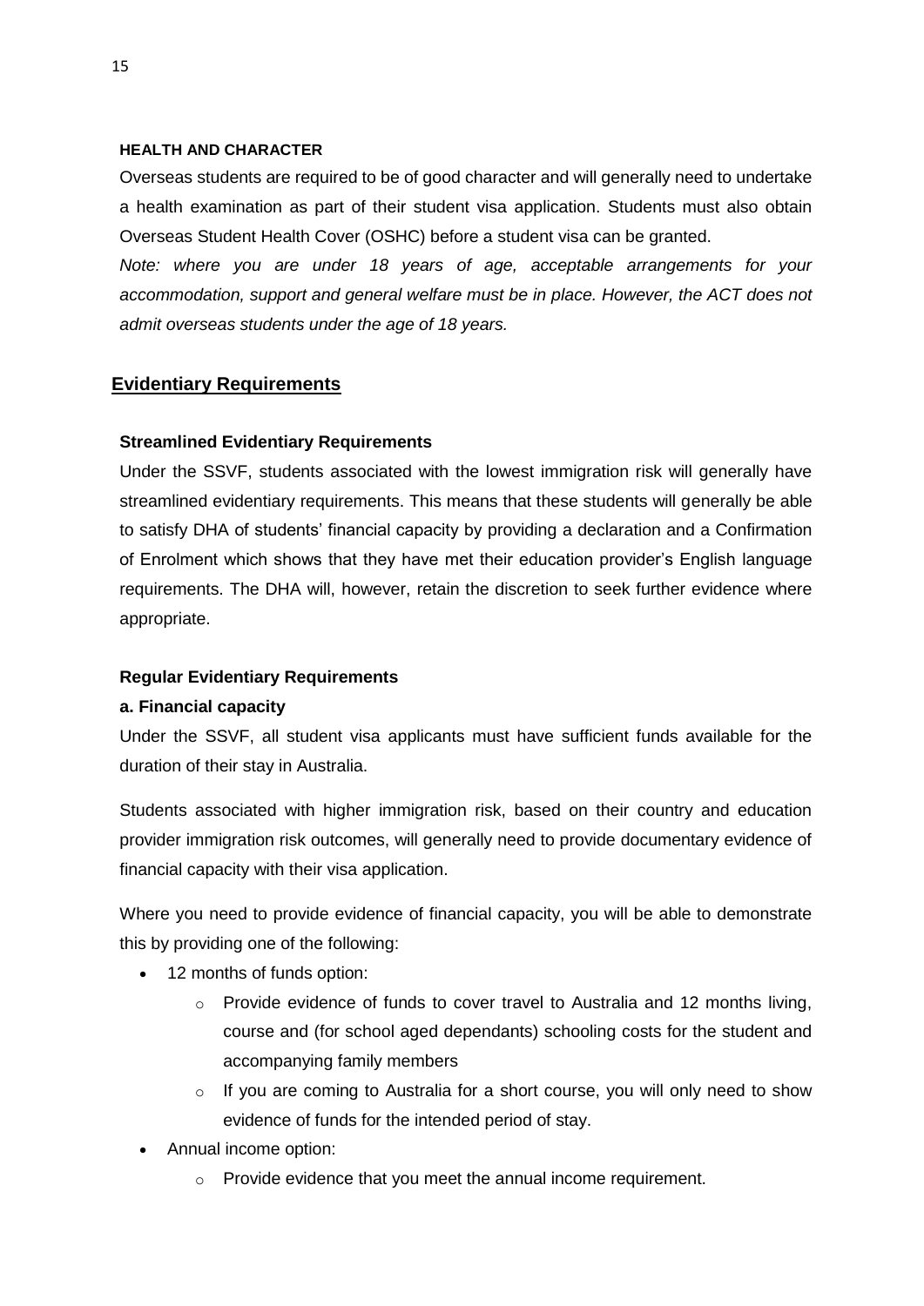#### HEALTH AND CHARACTER

Overseas students are required to be of good character and will generally need to undertake a health examination as part of their student visa application. Students must also obtain Overseas Student Health Cover (OSHC) before a student visa can be granted.

*Note: where you are under 18 years of age, acceptable arrangements for your accommodation, support and general welfare must be in place. However, the ACT does not admit overseas students under the age of 18 years.*

## Evidentiary Requirements

### Streamlined Evidentiary Requirements

Under the SSVF, students associated with the lowest immigration risk will generally have streamlined evidentiary requirements. This means that these students will generally be able to satisfy DHA of students' financial capacity by providing a declaration and a Confirmation of Enrolment which shows that they have met their education provider's English language requirements. The DHA will, however, retain the discretion to seek further evidence where appropriate.

### Regular Evidentiary Requirements

#### a. Financial capacity

Under the SSVF, all student visa applicants must have sufficient funds available for the duration of their stay in Australia.

Students associated with higher immigration risk, based on their country and education provider immigration risk outcomes, will generally need to provide documentary evidence of financial capacity with their visa application.

Where you need to provide evidence of financial capacity, you will be able to demonstrate this by providing one of the following:

- 12 months of funds option:
  - Provide evidence of funds to cover travel to Australia and 12 months living, course and (for school aged dependants) schooling costs for the student and accompanying family members
  - If you are coming to Australia for a short course, you will only need to show evidence of funds for the intended period of stay.
- Annual income option:
  - Provide evidence that you meet the annual income requirement.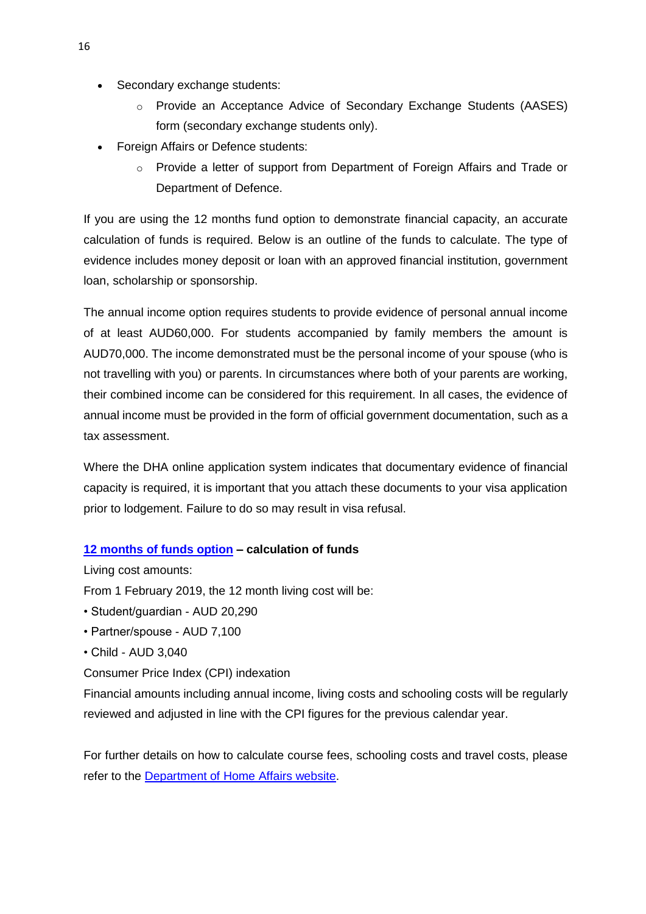- Secondary exchange students:
    - Provide an Acceptance Advice of Secondary Exchange Students (AASES) form (secondary exchange students only).
- Foreign Affairs or Defence students:
    - Provide a letter of support from Department of Foreign Affairs and Trade or Department of Defence.

If you are using the 12 months fund option to demonstrate financial capacity, an accurate calculation of funds is required. Below is an outline of the funds to calculate. The type of evidence includes money deposit or loan with an approved financial institution, government loan, scholarship or sponsorship.

The annual income option requires students to provide evidence of personal annual income of at least AUD60,000. For students accompanied by family members the amount is AUD70,000. The income demonstrated must be the personal income of your spouse (who is not travelling with you) or parents. In circumstances where both of your parents are working, their combined income can be considered for this requirement. In all cases, the evidence of annual income must be provided in the form of official government documentation, such as a tax assessment.

Where the DHA online application system indicates that documentary evidence of financial capacity is required, it is important that you attach these documents to your visa application prior to lodgement. Failure to do so may result in visa refusal.

**12 months of funds option – calculation of funds**

Living cost amounts:

From 1 February 2019, the 12 month living cost will be:

• Student/guardian - AUD 20,290

• Partner/spouse - AUD 7,100

• Child - AUD 3,040

Consumer Price Index (CPI) indexation

Financial amounts including annual income, living costs and schooling costs will be regularly reviewed and adjusted in line with the CPI figures for the previous calendar year.

For further details on how to calculate course fees, schooling costs and travel costs, please refer to the Department of Home Affairs website.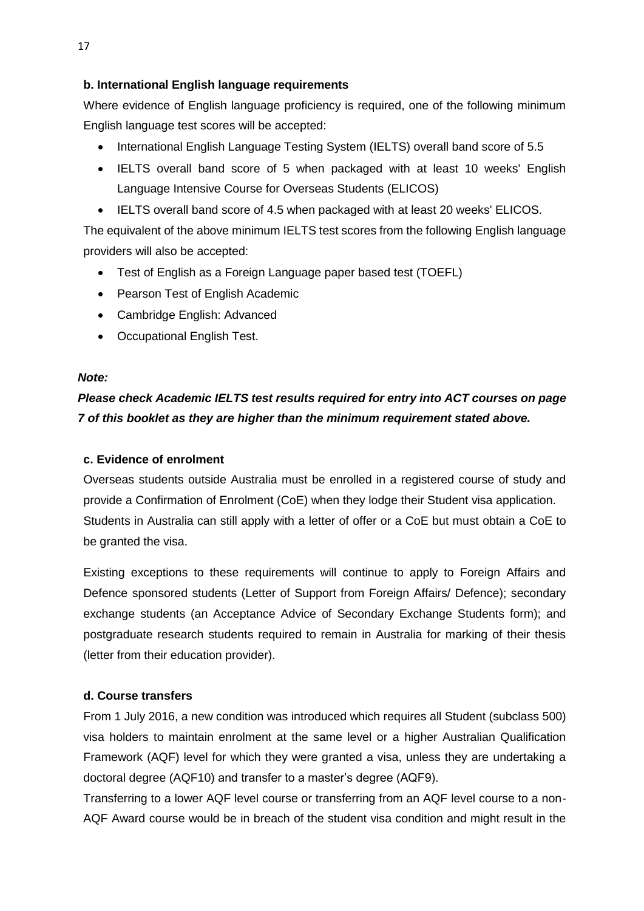**b. International English language requirements**

Where evidence of English language proficiency is required, one of the following minimum English language test scores will be accepted:

- International English Language Testing System (IELTS) overall band score of 5.5
- IELTS overall band score of 5 when packaged with at least 10 weeks' English Language Intensive Course for Overseas Students (ELICOS)
- IELTS overall band score of 4.5 when packaged with at least 20 weeks' ELICOS.

The equivalent of the above minimum IELTS test scores from the following English language providers will also be accepted:

- Test of English as a Foreign Language paper based test (TOEFL)
- Pearson Test of English Academic
- Cambridge English: Advanced
- Occupational English Test.

***Note:***

***Please check Academic IELTS test results required for entry into ACT courses on page 7 of this booklet as they are higher than the minimum requirement stated above.***

**c. Evidence of enrolment**

Overseas students outside Australia must be enrolled in a registered course of study and provide a Confirmation of Enrolment (CoE) when they lodge their Student visa application. Students in Australia can still apply with a letter of offer or a CoE but must obtain a CoE to be granted the visa.

Existing exceptions to these requirements will continue to apply to Foreign Affairs and Defence sponsored students (Letter of Support from Foreign Affairs/ Defence); secondary exchange students (an Acceptance Advice of Secondary Exchange Students form); and postgraduate research students required to remain in Australia for marking of their thesis (letter from their education provider).

**d. Course transfers**

From 1 July 2016, a new condition was introduced which requires all Student (subclass 500) visa holders to maintain enrolment at the same level or a higher Australian Qualification Framework (AQF) level for which they were granted a visa, unless they are undertaking a doctoral degree (AQF10) and transfer to a master's degree (AQF9).

Transferring to a lower AQF level course or transferring from an AQF level course to a non-AQF Award course would be in breach of the student visa condition and might result in the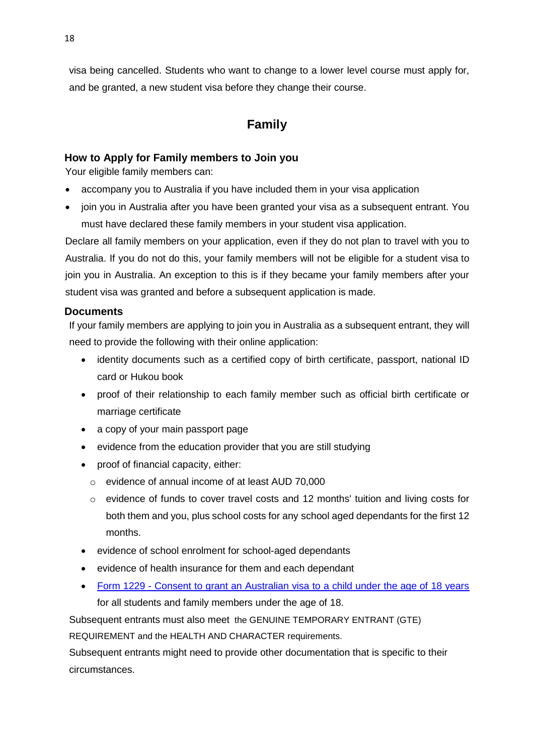visa being cancelled. Students who want to change to a lower level course must apply for, and be granted, a new student visa before they change their course.

## Family

### How to Apply for Family members to Join you

Your eligible family members can:

- accompany you to Australia if you have included them in your visa application
- join you in Australia after you have been granted your visa as a subsequent entrant. You must have declared these family members in your student visa application.

Declare all family members on your application, even if they do not plan to travel with you to Australia. If you do not do this, your family members will not be eligible for a student visa to join you in Australia. An exception to this is if they became your family members after your student visa was granted and before a subsequent application is made.

### Documents

If your family members are applying to join you in Australia as a subsequent entrant, they will need to provide the following with their online application:

- identity documents such as a certified copy of birth certificate, passport, national ID card or Hukou book
- proof of their relationship to each family member such as official birth certificate or marriage certificate
- a copy of your main passport page
- evidence from the education provider that you are still studying
- proof of financial capacity, either:
  - evidence of annual income of at least AUD 70,000
  - evidence of funds to cover travel costs and 12 months' tuition and living costs for both them and you, plus school costs for any school aged dependants for the first 12 months.
- evidence of school enrolment for school-aged dependants
- evidence of health insurance for them and each dependant
- Form 1229 - Consent to grant an Australian visa to a child under the age of 18 years for all students and family members under the age of 18.

Subsequent entrants must also meet the GENUINE TEMPORARY ENTRANT (GTE) REQUIREMENT and the HEALTH AND CHARACTER requirements.

Subsequent entrants might need to provide other documentation that is specific to their circumstances.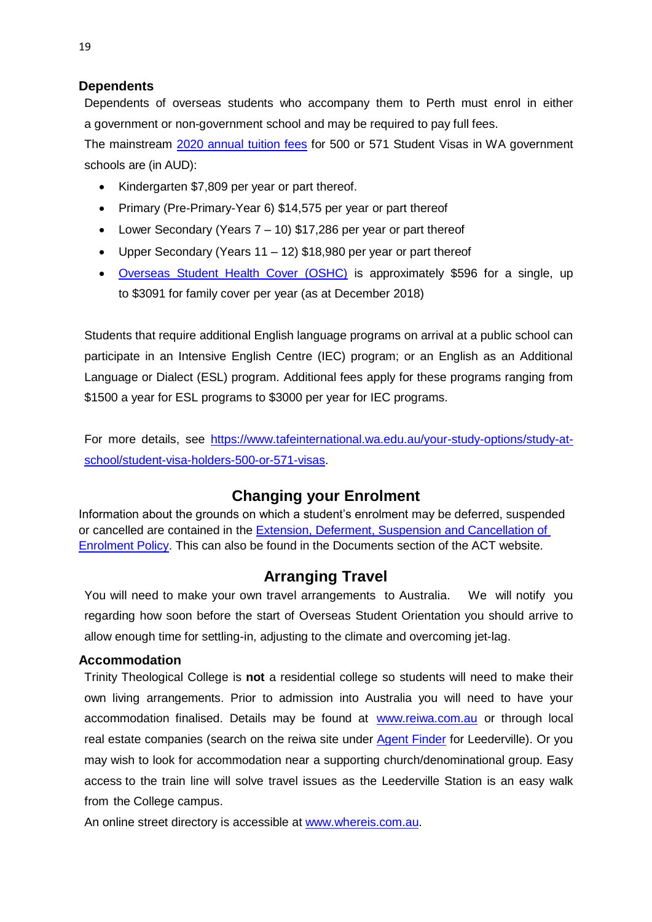### Dependents

Dependents of overseas students who accompany them to Perth must enrol in either a government or non-government school and may be required to pay full fees.

The mainstream 2020 annual tuition fees for 500 or 571 Student Visas in WA government schools are (in AUD):

- Kindergarten $7,809 per year or part thereof.
- Primary (Pre-Primary-Year 6) $14,575 per year or part thereof
- Lower Secondary (Years 7 – 10) $17,286 per year or part thereof
- Upper Secondary (Years 11 – 12) $18,980 per year or part thereof
- Overseas Student Health Cover (OSHC) is approximately $596 for a single, up to $3091 for family cover per year (as at December 2018)

Students that require additional English language programs on arrival at a public school can participate in an Intensive English Centre (IEC) program; or an English as an Additional Language or Dialect (ESL) program. Additional fees apply for these programs ranging from $1500 a year for ESL programs to $3000 per year for IEC programs.

For more details, see https://www.tafeinternational.wa.edu.au/your-study-options/study-at-school/student-visa-holders-500-or-571-visas.

## Changing your Enrolment

Information about the grounds on which a student's enrolment may be deferred, suspended or cancelled are contained in the Extension, Deferment, Suspension and Cancellation of Enrolment Policy. This can also be found in the Documents section of the ACT website.

## Arranging Travel

You will need to make your own travel arrangements to Australia. We will notify you regarding how soon before the start of Overseas Student Orientation you should arrive to allow enough time for settling-in, adjusting to the climate and overcoming jet-lag.

### Accommodation

Trinity Theological College is **not** a residential college so students will need to make their own living arrangements. Prior to admission into Australia you will need to have your accommodation finalised. Details may be found at www.reiwa.com.au or through local real estate companies (search on the reiwa site under Agent Finder for Leederville). Or you may wish to look for accommodation near a supporting church/denominational group. Easy access to the train line will solve travel issues as the Leederville Station is an easy walk from the College campus.

An online street directory is accessible at www.whereis.com.au.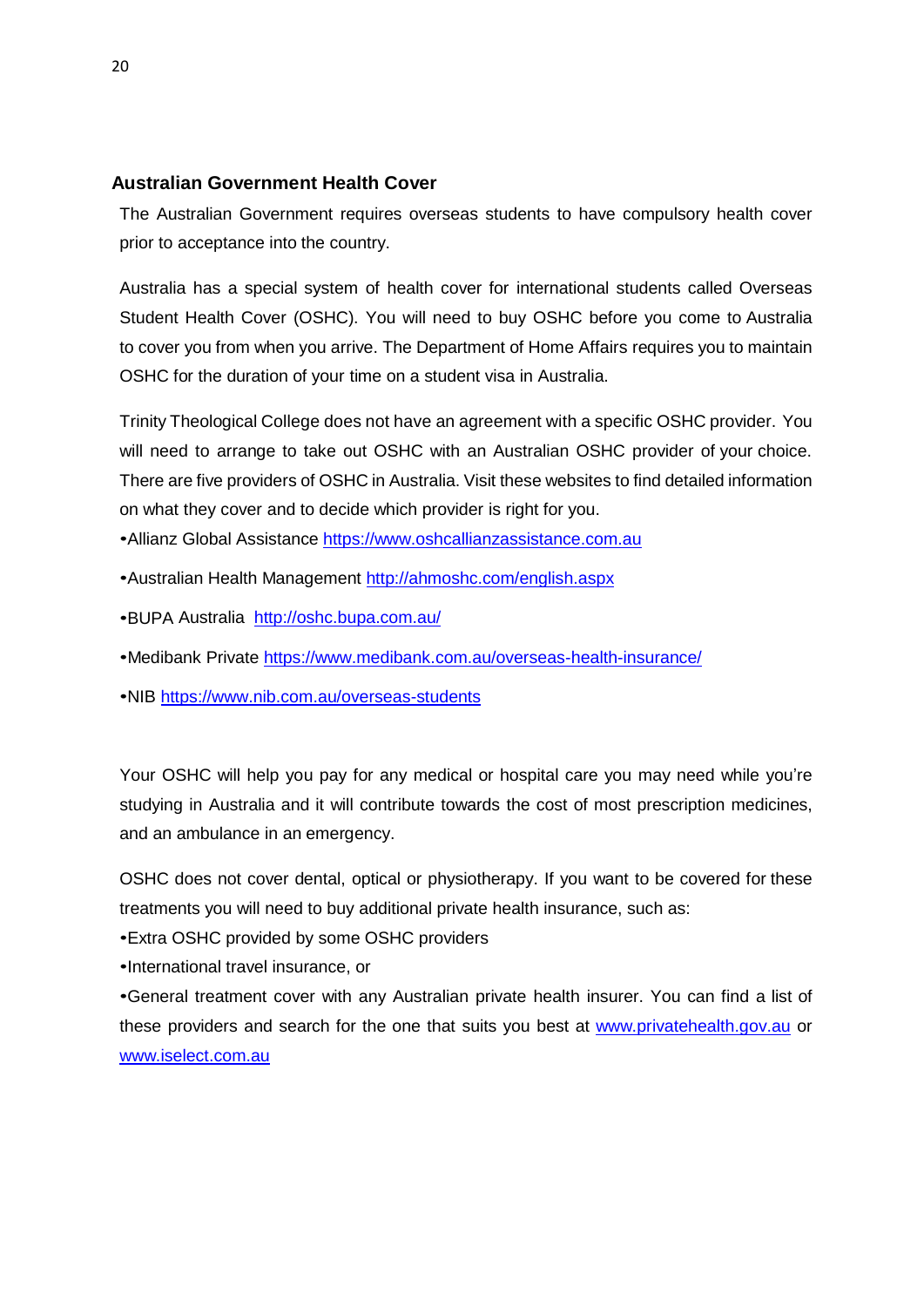## Australian Government Health Cover

The Australian Government requires overseas students to have compulsory health cover prior to acceptance into the country.

Australia has a special system of health cover for international students called Overseas Student Health Cover (OSHC). You will need to buy OSHC before you come to Australia to cover you from when you arrive. The Department of Home Affairs requires you to maintain OSHC for the duration of your time on a student visa in Australia.

Trinity Theological College does not have an agreement with a specific OSHC provider. You will need to arrange to take out OSHC with an Australian OSHC provider of your choice. There are five providers of OSHC in Australia. Visit these websites to find detailed information on what they cover and to decide which provider is right for you.

- Allianz Global Assistance https://www.oshcallianzassistance.com.au
- Australian Health Management http://ahmoshc.com/english.aspx
- BUPA Australia http://oshc.bupa.com.au/
- Medibank Private https://www.medibank.com.au/overseas-health-insurance/
- NIB https://www.nib.com.au/overseas-students

Your OSHC will help you pay for any medical or hospital care you may need while you're studying in Australia and it will contribute towards the cost of most prescription medicines, and an ambulance in an emergency.

OSHC does not cover dental, optical or physiotherapy. If you want to be covered for these treatments you will need to buy additional private health insurance, such as:

- Extra OSHC provided by some OSHC providers
- International travel insurance, or
- General treatment cover with any Australian private health insurer. You can find a list of these providers and search for the one that suits you best at www.privatehealth.gov.au or www.iselect.com.au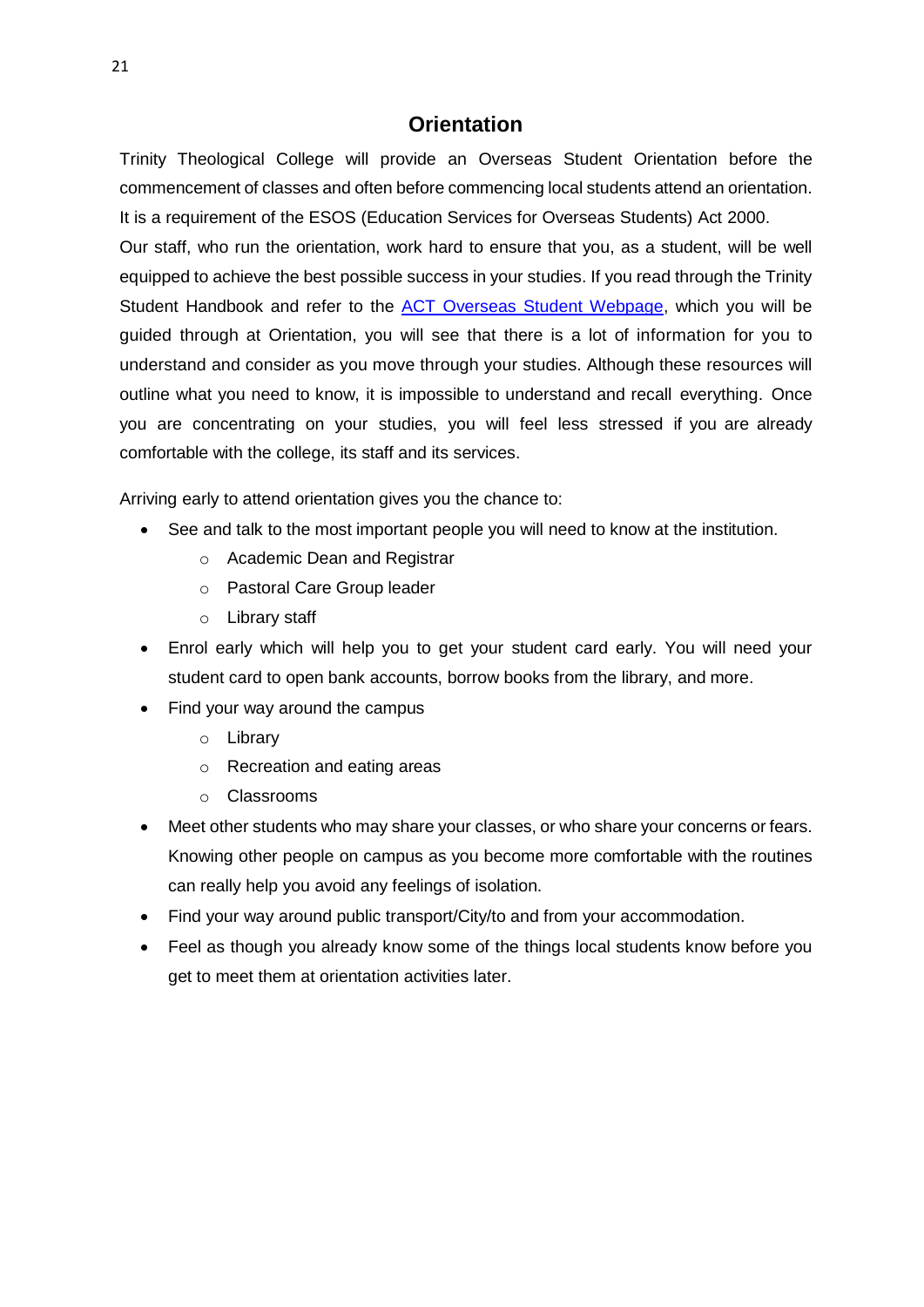## Orientation

Trinity Theological College will provide an Overseas Student Orientation before the commencement of classes and often before commencing local students attend an orientation. It is a requirement of the ESOS (Education Services for Overseas Students) Act 2000.

Our staff, who run the orientation, work hard to ensure that you, as a student, will be well equipped to achieve the best possible success in your studies. If you read through the Trinity Student Handbook and refer to the ACT Overseas Student Webpage, which you will be guided through at Orientation, you will see that there is a lot of information for you to understand and consider as you move through your studies. Although these resources will outline what you need to know, it is impossible to understand and recall everything. Once you are concentrating on your studies, you will feel less stressed if you are already comfortable with the college, its staff and its services.

Arriving early to attend orientation gives you the chance to:

- See and talk to the most important people you will need to know at the institution.
  - Academic Dean and Registrar
  - Pastoral Care Group leader
  - Library staff
- Enrol early which will help you to get your student card early. You will need your student card to open bank accounts, borrow books from the library, and more.
- Find your way around the campus
  - Library
  - Recreation and eating areas
  - Classrooms
- Meet other students who may share your classes, or who share your concerns or fears. Knowing other people on campus as you become more comfortable with the routines can really help you avoid any feelings of isolation.
- Find your way around public transport/City/to and from your accommodation.
- Feel as though you already know some of the things local students know before you get to meet them at orientation activities later.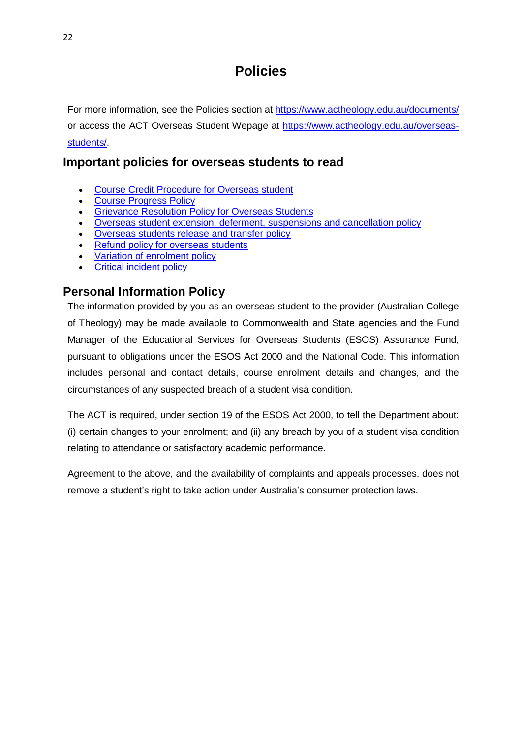# Policies

For more information, see the Policies section at https://www.actheology.edu.au/documents/ or access the ACT Overseas Student Wepage at https://www.actheology.edu.au/overseas-students/.

## Important policies for overseas students to read

- Course Credit Procedure for Overseas student
- Course Progress Policy
- Grievance Resolution Policy for Overseas Students
- Overseas student extension, deferment, suspensions and cancellation policy
- Overseas students release and transfer policy
- Refund policy for overseas students
- Variation of enrolment policy
- Critical incident policy

## Personal Information Policy

The information provided by you as an overseas student to the provider (Australian College of Theology) may be made available to Commonwealth and State agencies and the Fund Manager of the Educational Services for Overseas Students (ESOS) Assurance Fund, pursuant to obligations under the ESOS Act 2000 and the National Code. This information includes personal and contact details, course enrolment details and changes, and the circumstances of any suspected breach of a student visa condition.

The ACT is required, under section 19 of the ESOS Act 2000, to tell the Department about: (i) certain changes to your enrolment; and (ii) any breach by you of a student visa condition relating to attendance or satisfactory academic performance.

Agreement to the above, and the availability of complaints and appeals processes, does not remove a student's right to take action under Australia's consumer protection laws.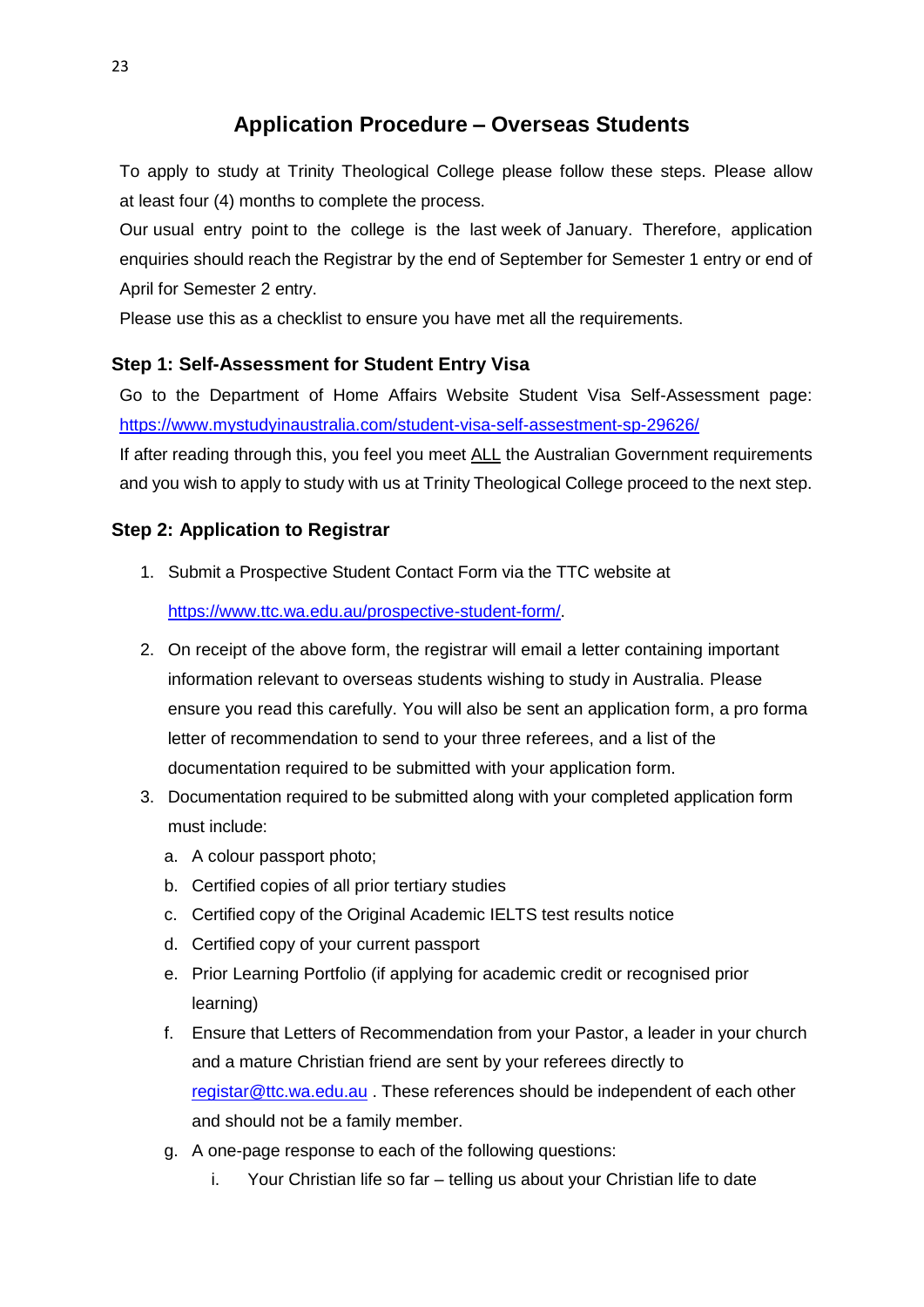# Application Procedure – Overseas Students

To apply to study at Trinity Theological College please follow these steps. Please allow at least four (4) months to complete the process.

Our usual entry point to the college is the last week of January. Therefore, application enquiries should reach the Registrar by the end of September for Semester 1 entry or end of April for Semester 2 entry.

Please use this as a checklist to ensure you have met all the requirements.

### Step 1: Self-Assessment for Student Entry Visa

Go to the Department of Home Affairs Website Student Visa Self-Assessment page: https://www.mystudyinaustralia.com/student-visa-self-assestment-sp-29626/

If after reading through this, you feel you meet ALL the Australian Government requirements and you wish to apply to study with us at Trinity Theological College proceed to the next step.

### Step 2: Application to Registrar

1. Submit a Prospective Student Contact Form via the TTC website at

   https://www.ttc.wa.edu.au/prospective-student-form/.

2. On receipt of the above form, the registrar will email a letter containing important information relevant to overseas students wishing to study in Australia. Please ensure you read this carefully. You will also be sent an application form, a pro forma letter of recommendation to send to your three referees, and a list of the documentation required to be submitted with your application form.

3. Documentation required to be submitted along with your completed application form must include:

   a. A colour passport photo;

   b. Certified copies of all prior tertiary studies

   c. Certified copy of the Original Academic IELTS test results notice

   d. Certified copy of your current passport

   e. Prior Learning Portfolio (if applying for academic credit or recognised prior learning)

   f. Ensure that Letters of Recommendation from your Pastor, a leader in your church and a mature Christian friend are sent by your referees directly to registar@ttc.wa.edu.au . These references should be independent of each other and should not be a family member.

   g. A one-page response to each of the following questions:

      i. Your Christian life so far – telling us about your Christian life to date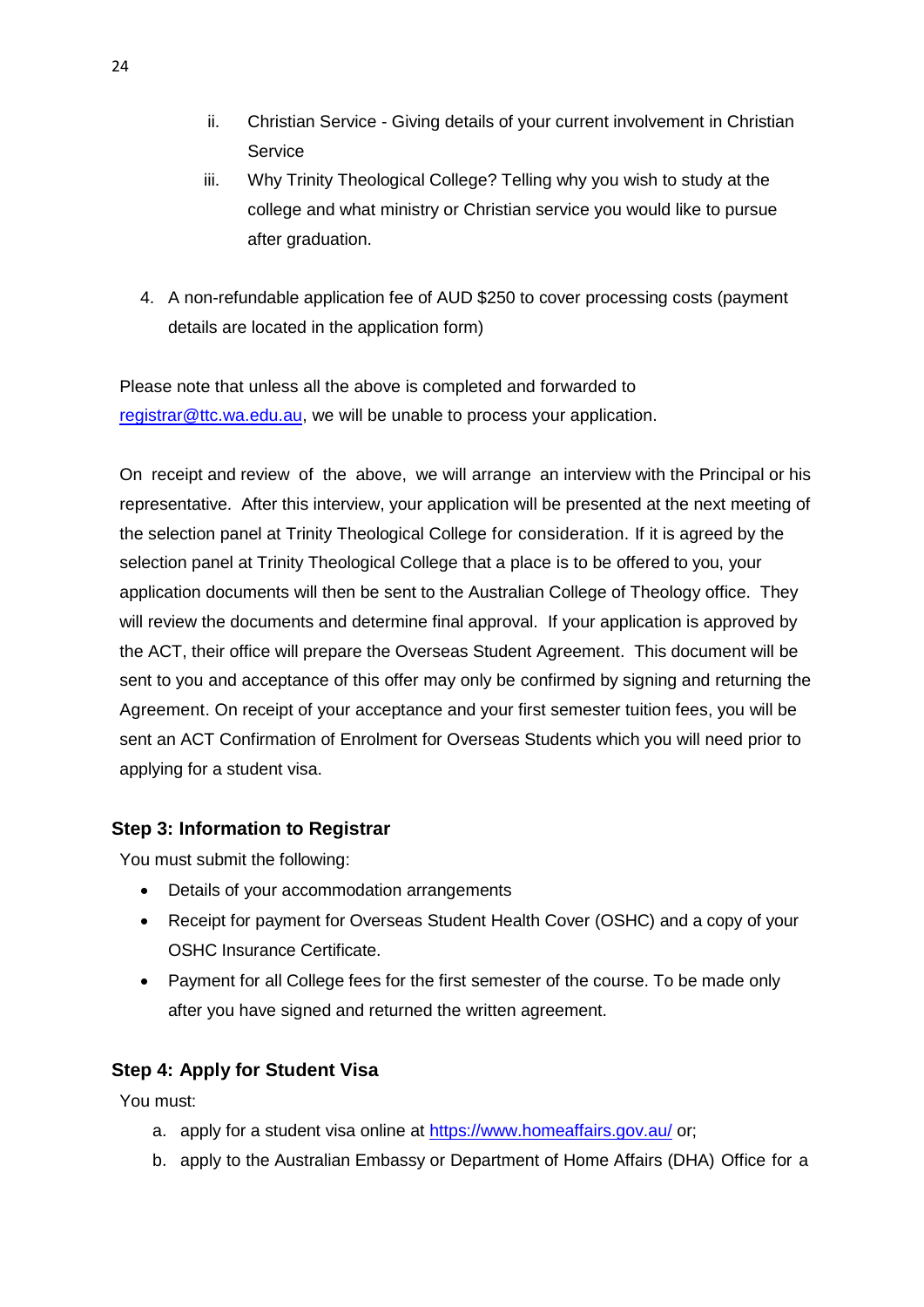ii. Christian Service - Giving details of your current involvement in Christian Service
   iii. Why Trinity Theological College? Telling why you wish to study at the college and what ministry or Christian service you would like to pursue after graduation.

4. A non-refundable application fee of AUD $250 to cover processing costs (payment details are located in the application form)

Please note that unless all the above is completed and forwarded to [registrar@ttc.wa.edu.au](mailto:registrar@ttc.wa.edu.au), we will be unable to process your application.

On receipt and review of the above, we will arrange an interview with the Principal or his representative. After this interview, your application will be presented at the next meeting of the selection panel at Trinity Theological College for consideration. If it is agreed by the selection panel at Trinity Theological College that a place is to be offered to you, your application documents will then be sent to the Australian College of Theology office. They will review the documents and determine final approval. If your application is approved by the ACT, their office will prepare the Overseas Student Agreement. This document will be sent to you and acceptance of this offer may only be confirmed by signing and returning the Agreement. On receipt of your acceptance and your first semester tuition fees, you will be sent an ACT Confirmation of Enrolment for Overseas Students which you will need prior to applying for a student visa.

### Step 3: Information to Registrar

You must submit the following:

- Details of your accommodation arrangements
- Receipt for payment for Overseas Student Health Cover (OSHC) and a copy of your OSHC Insurance Certificate.
- Payment for all College fees for the first semester of the course. To be made only after you have signed and returned the written agreement.

### Step 4: Apply for Student Visa

You must:

a. apply for a student visa online at [https://www.homeaffairs.gov.au/](https://www.homeaffairs.gov.au/) or;
b. apply to the Australian Embassy or Department of Home Affairs (DHA) Office for a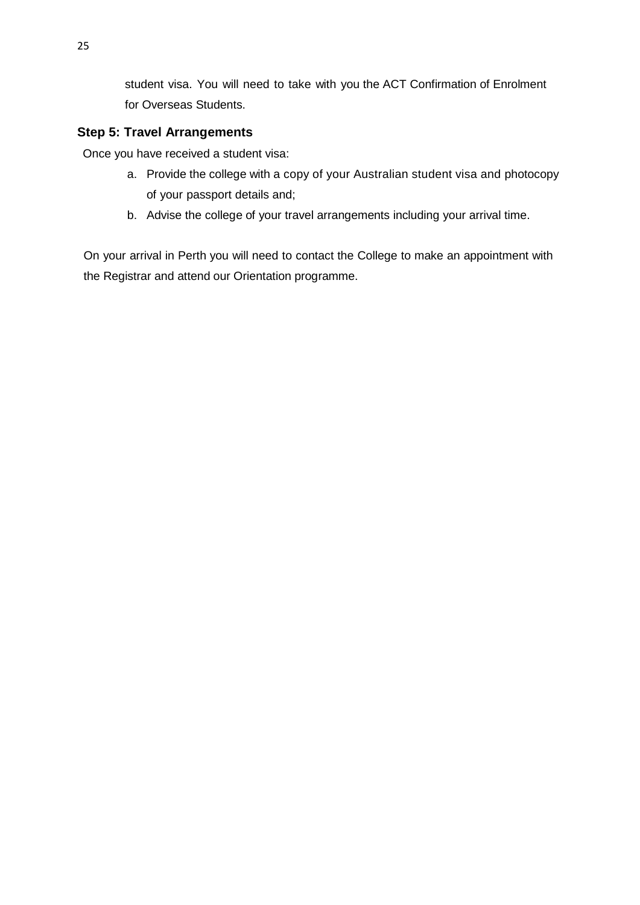student visa. You will need to take with you the ACT Confirmation of Enrolment for Overseas Students.

### Step 5: Travel Arrangements

Once you have received a student visa:

a. Provide the college with a copy of your Australian student visa and photocopy of your passport details and;
b. Advise the college of your travel arrangements including your arrival time.

On your arrival in Perth you will need to contact the College to make an appointment with the Registrar and attend our Orientation programme.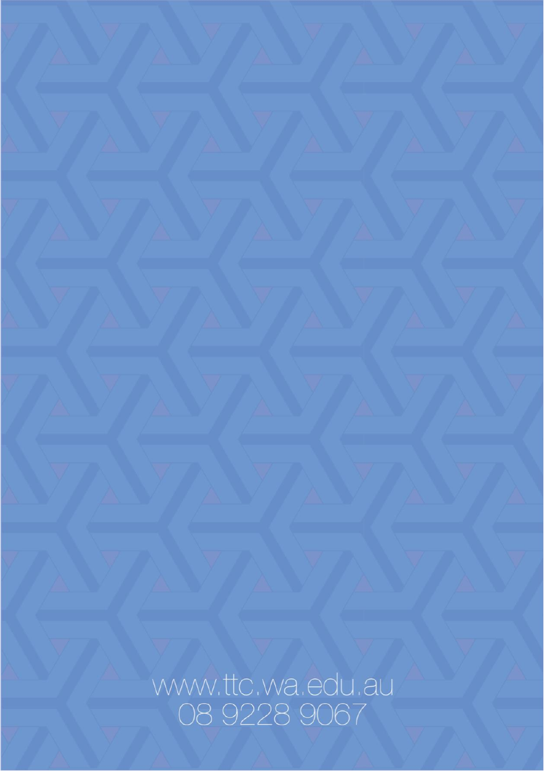www.ttc.wa.edu.au
08 9228 9067